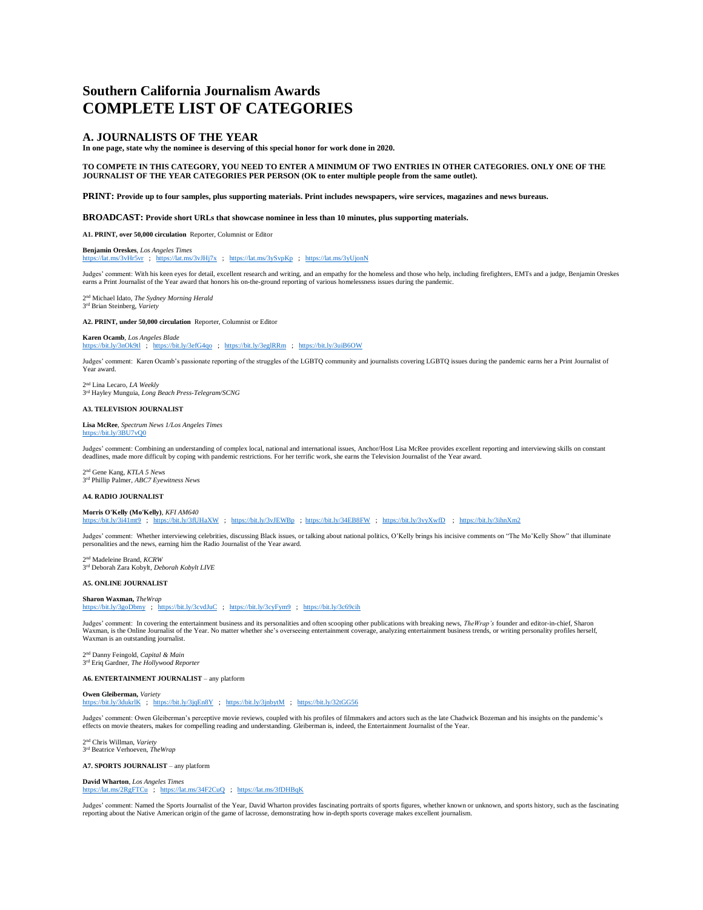# Southern California Journalism Awards
# COMPLETE LIST OF CATEGORIES

## A. JOURNALISTS OF THE YEAR

**In one page, state why the nominee is deserving of this special honor for work done in 2020.**

**TO COMPETE IN THIS CATEGORY, YOU NEED TO ENTER A MINIMUM OF TWO ENTRIES IN OTHER CATEGORIES. ONLY ONE OF THE JOURNALIST OF THE YEAR CATEGORIES PER PERSON (OK to enter multiple people from the same outlet).**

**PRINT: Provide up to four samples, plus supporting materials. Print includes newspapers, wire services, magazines and news bureaus.**

**BROADCAST: Provide short URLs that showcase nominee in less than 10 minutes, plus supporting materials.**

**A1. PRINT, over 50,000 circulation** Reporter, Columnist or Editor

**Benjamin Oreskes**, *Los Angeles Times*
https://lat.ms/3vHr5vr ; https://lat.ms/3vJHj7x ; https://lat.ms/3ySvpKp ; https://lat.ms/3yUjonN

Judges' comment: With his keen eyes for detail, excellent research and writing, and an empathy for the homeless and those who help, including firefighters, EMTs and a judge, Benjamin Oreskes earns a Print Journalist of the Year award that honors his on-the-ground reporting of various homelessness issues during the pandemic.

2nd Michael Idato, *The Sydney Morning Herald*
3rd Brian Steinberg, *Variety*

**A2. PRINT, under 50,000 circulation** Reporter, Columnist or Editor

**Karen Ocamb**, *Los Angeles Blade*
https://bit.ly/3nOk9tl ; https://bit.ly/3efG4qo ; https://bit.ly/3eglRRm ; https://bit.ly/3uiB6OW

Judges' comment: Karen Ocamb's passionate reporting of the struggles of the LGBTQ community and journalists covering LGBTQ issues during the pandemic earns her a Print Journalist of Year award.

2nd Lina Lecaro, *LA Weekly*
3rd Hayley Munguia, *Long Beach Press-Telegram/SCNG*

**A3. TELEVISION JOURNALIST**

**Lisa McRee**, *Spectrum News 1/Los Angeles Times*
https://bit.ly/3BU7vQ0

Judges' comment: Combining an understanding of complex local, national and international issues, Anchor/Host Lisa McRee provides excellent reporting and interviewing skills on constant deadlines, made more difficult by coping with pandemic restrictions. For her terrific work, she earns the Television Journalist of the Year award.

2nd Gene Kang, *KTLA 5 News*
3rd Phillip Palmer, *ABC7 Eyewitness News*

**A4. RADIO JOURNALIST**

**Morris O'Kelly (Mo'Kelly)**, *KFI AM640*
https://bit.ly/3i41mt9 ; https://bit.ly/3fUHaXW ; https://bit.ly/3vJEWBp ; https://bit.ly/34EB8FW ; https://bit.ly/3vyXwfD ; https://bit.ly/3ihnXm2

Judges' comment: Whether interviewing celebrities, discussing Black issues, or talking about national politics, O'Kelly brings his incisive comments on "The Mo'Kelly Show" that illuminate personalities and the news, earning him the Radio Journalist of the Year award.

2nd Madeleine Brand, *KCRW*
3rd Deborah Zara Kobylt, *Deborah Kobylt LIVE*

**A5. ONLINE JOURNALIST**

**Sharon Waxman,** *TheWrap*
https://bit.ly/3goDbmy ; https://bit.ly/3cvdJuC ; https://bit.ly/3cyFym9 ; https://bit.ly/3c69cih

Judges' comment: In covering the entertainment business and its personalities and often scooping other publications with breaking news, *TheWrap's* founder and editor-in-chief, Sharon Waxman, is the Online Journalist of the Year. No matter whether she's overseeing entertainment coverage, analyzing entertainment business trends, or writing personality profiles herself, Waxman is an outstanding journalist.

2nd Danny Feingold, *Capital & Main*
3rd Eriq Gardner, *The Hollywood Reporter*

**A6. ENTERTAINMENT JOURNALIST** – any platform

**Owen Gleiberman,** *Variety*
https://bit.ly/3dukrlK ; https://bit.ly/3jqEn8Y ; https://bit.ly/3jnbytM ; https://bit.ly/32tGG56

Judges' comment: Owen Gleiberman's perceptive movie reviews, coupled with his profiles of filmmakers and actors such as the late Chadwick Bozeman and his insights on the pandemic's effects on movie theaters, makes for compelling reading and understanding. Gleiberman is, indeed, the Entertainment Journalist of the Year.

2nd Chris Willman, *Variety*
3rd Beatrice Verhoeven, *TheWrap*

**A7. SPORTS JOURNALIST** – any platform

**David Wharton**, *Los Angeles Times*
https://lat.ms/2RgFTCu ; https://lat.ms/34F2CuQ ; https://lat.ms/3fDHBqK

Judges' comment: Named the Sports Journalist of the Year, David Wharton provides fascinating portraits of sports figures, whether known or unknown, and sports history, such as the fascinating reporting about the Native American origin of the game of lacrosse, demonstrating how in-depth sports coverage makes excellent journalism.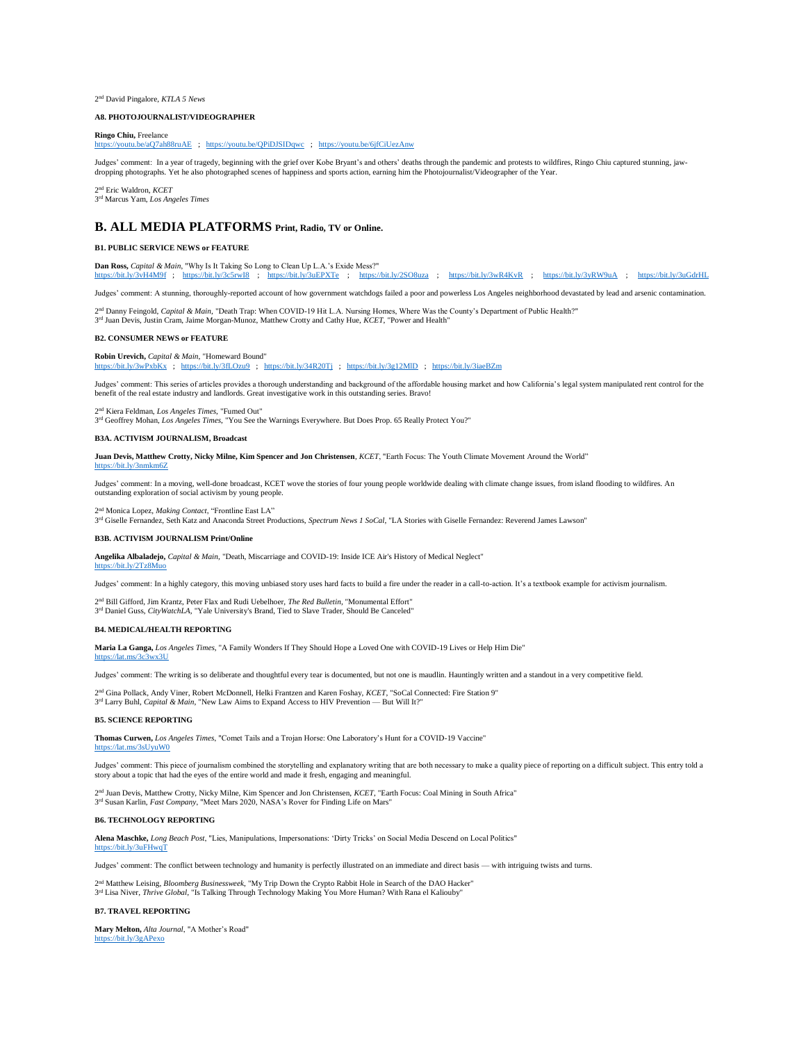2nd David Pingalore, *KTLA 5 News*

**A8. PHOTOJOURNALIST/VIDEOGRAPHER**

**Ringo Chiu,** Freelance
https://youtu.be/aQ7ah88ruAE ; https://youtu.be/QPiDJSIDqwc ; https://youtu.be/6jfCiUezAnw

Judges' comment: In a year of tragedy, beginning with the grief over Kobe Bryant's and others' deaths through the pandemic and protests to wildfires, Ringo Chiu captured stunning, jaw-dropping photographs. Yet he also photographed scenes of happiness and sports action, earning him the Photojournalist/Videographer of the Year.

2nd Eric Waldron, *KCET*
3rd Marcus Yam, *Los Angeles Times*

# B. ALL MEDIA PLATFORMS Print, Radio, TV or Online.

**B1. PUBLIC SERVICE NEWS or FEATURE**

**Dan Ross,** *Capital & Main*, "Why Is It Taking So Long to Clean Up L.A.'s Exide Mess?"
https://bit.ly/3vH4M9f ; https://bit.ly/3c5rwl8 ; https://bit.ly/3uEPXTe ; https://bit.ly/2SO8uza ; https://bit.ly/3wR4KvR ; https://bit.ly/3yRW9uA ; https://bit.ly/3uGdrHL

Judges' comment: A stunning, thoroughly-reported account of how government watchdogs failed a poor and powerless Los Angeles neighborhood devastated by lead and arsenic contamination.

2nd Danny Feingold, *Capital & Main*, "Death Trap: When COVID-19 Hit L.A. Nursing Homes, Where Was the County's Department of Public Health?"
3rd Juan Devis, Justin Cram, Jaime Morgan-Munoz, Matthew Crotty and Cathy Hue, *KCET*, "Power and Health"

**B2. CONSUMER NEWS or FEATURE**

**Robin Urevich,** *Capital & Main*, "Homeward Bound"
https://bit.ly/3wPxbKx ; https://bit.ly/3fLOzu9 ; https://bit.ly/34R20Tj ; https://bit.ly/3g12MlD ; https://bit.ly/3iaeBZm

Judges' comment: This series of articles provides a thorough understanding and background of the affordable housing market and how California's legal system manipulated rent control for the benefit of the real estate industry and landlords. Great investigative work in this outstanding series. Bravo!

2nd Kiera Feldman, *Los Angeles Times*, "Fumed Out"
3rd Geoffrey Mohan, *Los Angeles Times*, "You See the Warnings Everywhere. But Does Prop. 65 Really Protect You?"

**B3A. ACTIVISM JOURNALISM, Broadcast**

**Juan Devis, Matthew Crotty, Nicky Milne, Kim Spencer and Jon Christensen**, *KCET*, "Earth Focus: The Youth Climate Movement Around the World"
https://bit.ly/3nmkm6Z

Judges' comment: In a moving, well-done broadcast, KCET wove the stories of four young people worldwide dealing with climate change issues, from island flooding to wildfires. An outstanding exploration of social activism by young people.

2nd Monica Lopez, *Making Contact*, "Frontline East LA"
3rd Giselle Fernandez, Seth Katz and Anaconda Street Productions, *Spectrum News 1 SoCal*, "LA Stories with Giselle Fernandez: Reverend James Lawson"

**B3B. ACTIVISM JOURNALISM Print/Online**

**Angelika Albaladejo,** *Capital & Main*, "Death, Miscarriage and COVID-19: Inside ICE Air's History of Medical Neglect"
https://bit.ly/2Tz8Muo

Judges' comment: In a highly category, this moving unbiased story uses hard facts to build a fire under the reader in a call-to-action. It's a textbook example for activism journalism.

2nd Bill Gifford, Jim Krantz, Peter Flax and Rudi Uebelhoer, *The Red Bulletin*, "Monumental Effort"
3rd Daniel Guss, *CityWatchLA*, "Yale University's Brand, Tied to Slave Trader, Should Be Canceled"

**B4. MEDICAL/HEALTH REPORTING**

**Maria La Ganga,** *Los Angeles Times*, "A Family Wonders If They Should Hope a Loved One with COVID-19 Lives or Help Him Die"
https://lat.ms/3c3wx3U

Judges' comment: The writing is so deliberate and thoughtful every tear is documented, but not one is maudlin. Hauntingly written and a standout in a very competitive field.

2nd Gina Pollack, Andy Viner, Robert McDonnell, Helki Frantzen and Karen Foshay, *KCET*, "SoCal Connected: Fire Station 9"
3rd Larry Buhl, *Capital & Main*, "New Law Aims to Expand Access to HIV Prevention — But Will It?"

**B5. SCIENCE REPORTING**

**Thomas Curwen,** *Los Angeles Times*, "Comet Tails and a Trojan Horse: One Laboratory's Hunt for a COVID-19 Vaccine"
https://lat.ms/3sUyuW0

Judges' comment: This piece of journalism combined the storytelling and explanatory writing that are both necessary to make a quality piece of reporting on a difficult subject. This entry told a story about a topic that had the eyes of the entire world and made it fresh, engaging and meaningful.

2nd Juan Devis, Matthew Crotty, Nicky Milne, Kim Spencer and Jon Christensen, *KCET*, "Earth Focus: Coal Mining in South Africa"
3rd Susan Karlin, *Fast Company*, "Meet Mars 2020, NASA's Rover for Finding Life on Mars"

**B6. TECHNOLOGY REPORTING**

**Alena Maschke,** *Long Beach Post*, "Lies, Manipulations, Impersonations: 'Dirty Tricks' on Social Media Descend on Local Politics"
https://bit.ly/3uFHwqT

Judges' comment: The conflict between technology and humanity is perfectly illustrated on an immediate and direct basis — with intriguing twists and turns.

2nd Matthew Leising, *Bloomberg Businessweek*, "My Trip Down the Crypto Rabbit Hole in Search of the DAO Hacker"
3rd Lisa Niver, *Thrive Global*, "Is Talking Through Technology Making You More Human? With Rana el Kaliouby"

**B7. TRAVEL REPORTING**

**Mary Melton,** *Alta Journal*, "A Mother's Road"
https://bit.ly/3gAPexo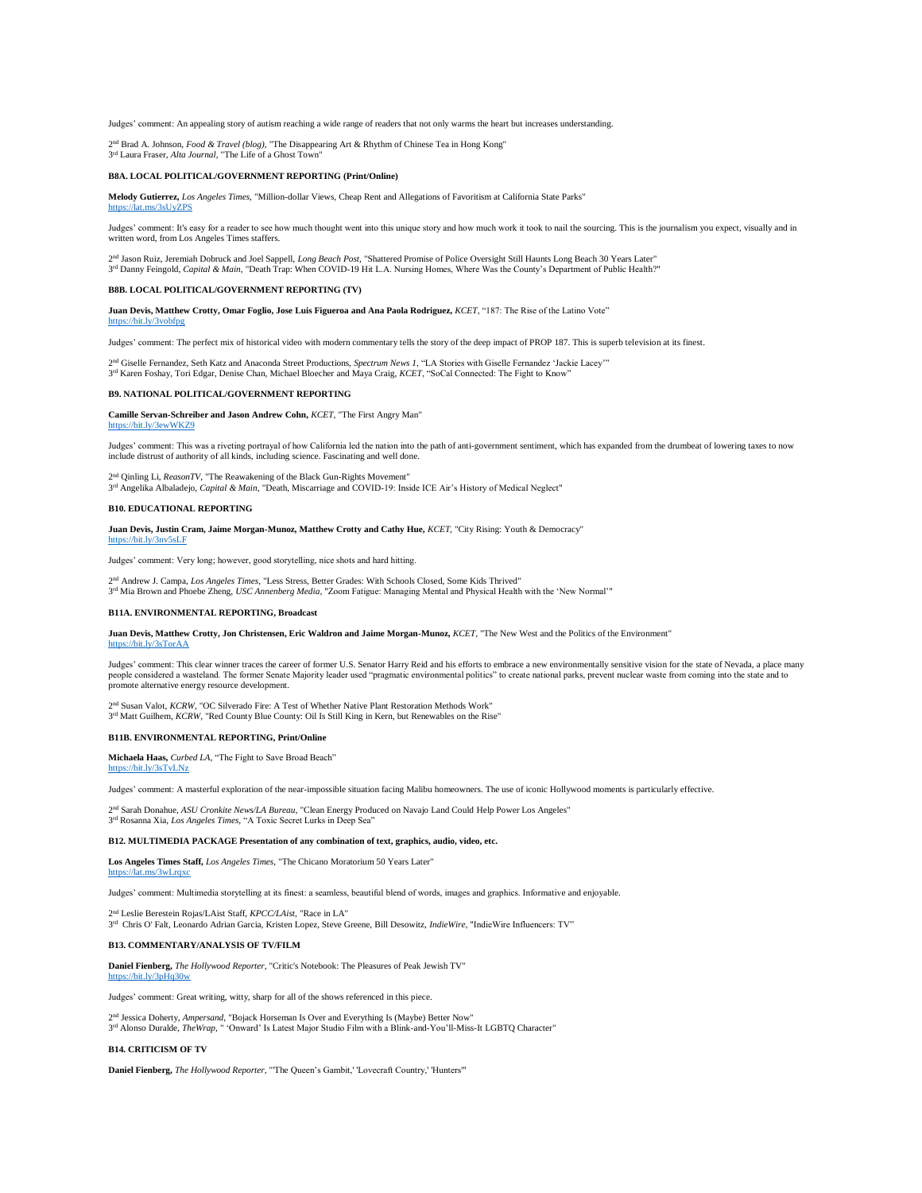Judges' comment: An appealing story of autism reaching a wide range of readers that not only warms the heart but increases understanding.

2nd Brad A. Johnson, *Food & Travel (blog)*, "The Disappearing Art & Rhythm of Chinese Tea in Hong Kong"
3rd Laura Fraser, *Alta Journal*, "The Life of a Ghost Town"

**B8A. LOCAL POLITICAL/GOVERNMENT REPORTING (Print/Online)**

**Melody Gutierrez,** *Los Angeles Times*, "Million-dollar Views, Cheap Rent and Allegations of Favoritism at California State Parks"
https://lat.ms/3sUyZPS

Judges' comment: It's easy for a reader to see how much thought went into this unique story and how much work it took to nail the sourcing. This is the journalism you expect, visually and in written word, from Los Angeles Times staffers.

2nd Jason Ruiz, Jeremiah Dobruck and Joel Sappell, *Long Beach Post*, "Shattered Promise of Police Oversight Still Haunts Long Beach 30 Years Later"
3rd Danny Feingold, *Capital & Main*, "Death Trap: When COVID-19 Hit L.A. Nursing Homes, Where Was the County's Department of Public Health?"

**B8B. LOCAL POLITICAL/GOVERNMENT REPORTING (TV)**

**Juan Devis, Matthew Crotty, Omar Foglio, Jose Luis Figueroa and Ana Paola Rodriguez,** *KCET*, "187: The Rise of the Latino Vote"
https://bit.ly/3vobfpg

Judges' comment: The perfect mix of historical video with modern commentary tells the story of the deep impact of PROP 187. This is superb television at its finest.

2nd Giselle Fernandez, Seth Katz and Anaconda Street Productions, *Spectrum News 1*, "LA Stories with Giselle Fernandez 'Jackie Lacey'"
3rd Karen Foshay, Tori Edgar, Denise Chan, Michael Bloecher and Maya Craig, *KCET*, "SoCal Connected: The Fight to Know"

**B9. NATIONAL POLITICAL/GOVERNMENT REPORTING**

**Camille Servan-Schreiber and Jason Andrew Cohn,** *KCET*, "The First Angry Man"
https://bit.ly/3ewWKZ9

Judges' comment: This was a riveting portrayal of how California led the nation into the path of anti-government sentiment, which has expanded from the drumbeat of lowering taxes to now include distrust of authority of all kinds, including science. Fascinating and well done.

2nd Qinling Li, *ReasonTV*, "The Reawakening of the Black Gun-Rights Movement"
3rd Angelika Albaladejo, *Capital & Main*, "Death, Miscarriage and COVID-19: Inside ICE Air's History of Medical Neglect"

**B10. EDUCATIONAL REPORTING**

**Juan Devis, Justin Cram, Jaime Morgan-Munoz, Matthew Crotty and Cathy Hue,** *KCET*, "City Rising: Youth & Democracy"
https://bit.ly/3nv5sLF

Judges' comment: Very long; however, good storytelling, nice shots and hard hitting.

2nd Andrew J. Campa, *Los Angeles Times*, "Less Stress, Better Grades: With Schools Closed, Some Kids Thrived"
3rd Mia Brown and Phoebe Zheng, *USC Annenberg Media*, "Zoom Fatigue: Managing Mental and Physical Health with the 'New Normal'"

**B11A. ENVIRONMENTAL REPORTING, Broadcast**

**Juan Devis, Matthew Crotty, Jon Christensen, Eric Waldron and Jaime Morgan-Munoz,** *KCET*, "The New West and the Politics of the Environment"
https://bit.ly/3sTorAA

Judges' comment: This clear winner traces the career of former U.S. Senator Harry Reid and his efforts to embrace a new environmentally sensitive vision for the state of Nevada, a place many people considered a wasteland. The former Senate Majority leader used "pragmatic environmental politics" to create national parks, prevent nuclear waste from coming into the state and to promote alternative energy resource development.

2nd Susan Valot, *KCRW*, "OC Silverado Fire: A Test of Whether Native Plant Restoration Methods Work"
3rd Matt Guilhem, *KCRW*, "Red County Blue County: Oil Is Still King in Kern, but Renewables on the Rise"

**B11B. ENVIRONMENTAL REPORTING, Print/Online**

**Michaela Haas,** *Curbed LA*, "The Fight to Save Broad Beach"
https://bit.ly/3sTvLNz

Judges' comment: A masterful exploration of the near-impossible situation facing Malibu homeowners. The use of iconic Hollywood moments is particularly effective.

2nd Sarah Donahue, *ASU Cronkite News/LA Bureau*, "Clean Energy Produced on Navajo Land Could Help Power Los Angeles"
3rd Rosanna Xia, *Los Angeles Times*, "A Toxic Secret Lurks in Deep Sea"

**B12. MULTIMEDIA PACKAGE Presentation of any combination of text, graphics, audio, video, etc.**

**Los Angeles Times Staff,** *Los Angeles Times*, "The Chicano Moratorium 50 Years Later"
https://lat.ms/3wLrqxc

Judges' comment: Multimedia storytelling at its finest: a seamless, beautiful blend of words, images and graphics. Informative and enjoyable.

2nd Leslie Berestein Rojas/LAist Staff, *KPCC/LAist*, "Race in LA"
3rd Chris O' Falt, Leonardo Adrian Garcia, Kristen Lopez, Steve Greene, Bill Desowitz, *IndieWire*, "IndieWire Influencers: TV"

**B13. COMMENTARY/ANALYSIS OF TV/FILM**

**Daniel Fienberg,** *The Hollywood Reporter*, "Critic's Notebook: The Pleasures of Peak Jewish TV"
https://bit.ly/3pHq30w

Judges' comment: Great writing, witty, sharp for all of the shows referenced in this piece.

2nd Jessica Doherty, *Ampersand*, "Bojack Horseman Is Over and Everything Is (Maybe) Better Now"
3rd Alonso Duralde, *TheWrap*, " 'Onward' Is Latest Major Studio Film with a Blink-and-You'll-Miss-It LGBTQ Character"

**B14. CRITICISM OF TV**

**Daniel Fienberg,** *The Hollywood Reporter*, "'The Queen's Gambit,' 'Lovecraft Country,' 'Hunters'"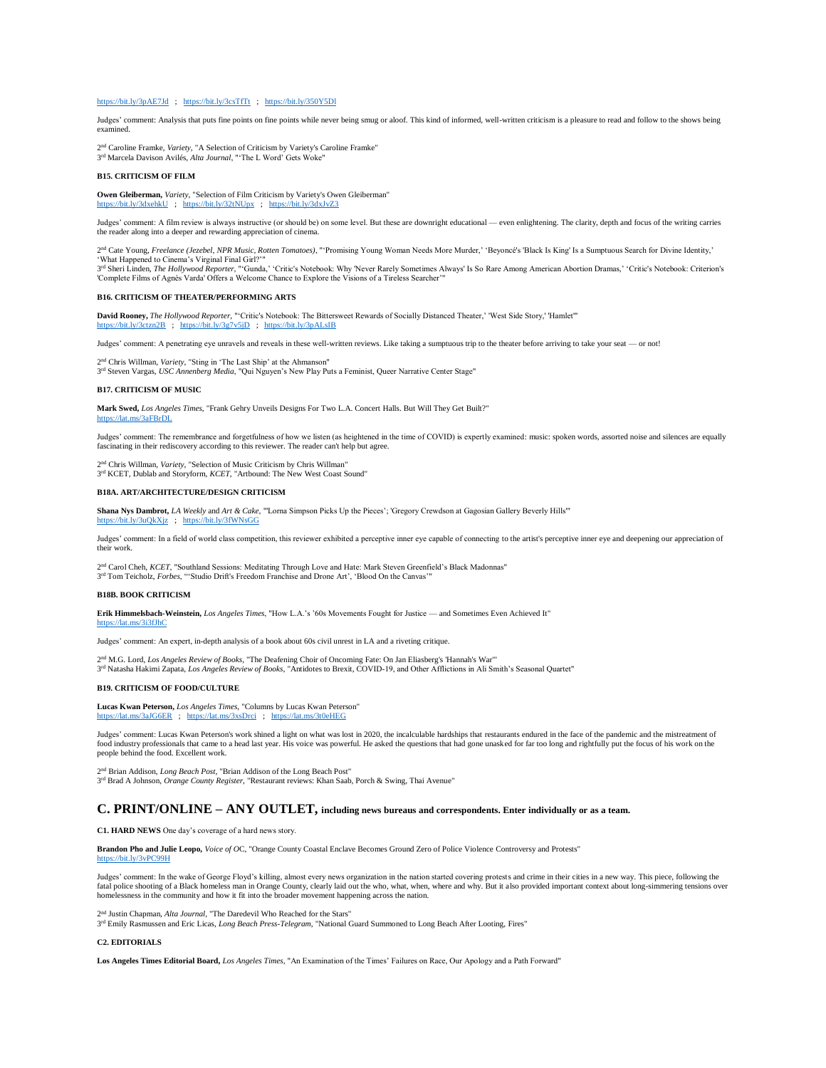https://bit.ly/3pAE7Jd ; https://bit.ly/3csTfTt ; https://bit.ly/350Y5Dl

Judges' comment: Analysis that puts fine points on fine points while never being smug or aloof. This kind of informed, well-written criticism is a pleasure to read and follow to the shows being examined.

2nd Caroline Framke, *Variety*, "A Selection of Criticism by Variety's Caroline Framke"
3rd Marcela Davison Avilés, *Alta Journal*, "'The L Word' Gets Woke"

**B15. CRITICISM OF FILM**

**Owen Gleiberman,** *Variety*, "Selection of Film Criticism by Variety's Owen Gleiberman"
https://bit.ly/3dxehkU ; https://bit.ly/32tNUpx ; https://bit.ly/3dxJvZ3

Judges' comment: A film review is always instructive (or should be) on some level. But these are downright educational — even enlightening. The clarity, depth and focus of the writing carries the reader along into a deeper and rewarding appreciation of cinema.

2nd Cate Young, *Freelance (Jezebel, NPR Music, Rotten Tomatoes)*, "'Promising Young Woman Needs More Murder,' 'Beyoncé's 'Black Is King' Is a Sumptuous Search for Divine Identity,' 'What Happened to Cinema's Virginal Final Girl?'"
3rd Sheri Linden, *The Hollywood Reporter*, "'Gunda,' 'Critic's Notebook: Why 'Never Rarely Sometimes Always' Is So Rare Among American Abortion Dramas,' 'Critic's Notebook: Criterion's 'Complete Films of Agnès Varda' Offers a Welcome Chance to Explore the Visions of a Tireless Searcher'"

**B16. CRITICISM OF THEATER/PERFORMING ARTS**

**David Rooney,** *The Hollywood Reporter*, "'Critic's Notebook: The Bittersweet Rewards of Socially Distanced Theater,' 'West Side Story,' 'Hamlet'"
https://bit.ly/3ctzn2B ; https://bit.ly/3g7v5jD ; https://bit.ly/3pALsIB

Judges' comment: A penetrating eye unravels and reveals in these well-written reviews. Like taking a sumptuous trip to the theater before arriving to take your seat — or not!

2nd Chris Willman, *Variety*, "Sting in 'The Last Ship' at the Ahmanson"
3rd Steven Vargas, *USC Annenberg Media*, "Qui Nguyen's New Play Puts a Feminist, Queer Narrative Center Stage"

**B17. CRITICISM OF MUSIC**

**Mark Swed,** *Los Angeles Times*, "Frank Gehry Unveils Designs For Two L.A. Concert Halls. But Will They Get Built?"
https://lat.ms/3aFBrDL

Judges' comment: The remembrance and forgetfulness of how we listen (as heightened in the time of COVID) is expertly examined: music: spoken words, assorted noise and silences are equally fascinating in their rediscovery according to this reviewer. The reader can't help but agree.

2nd Chris Willman, *Variety*, "Selection of Music Criticism by Chris Willman"
3rd KCET, Dublab and Storyform, *KCET*, "Artbound: The New West Coast Sound"

**B18A. ART/ARCHITECTURE/DESIGN CRITICISM**

**Shana Nys Dambrot,** *LA Weekly* and *Art & Cake*, "'Lorna Simpson Picks Up the Pieces'; 'Gregory Crewdson at Gagosian Gallery Beverly Hills'"
https://bit.ly/3uQkXjz ; https://bit.ly/3fWNsGG

Judges' comment: In a field of world class competition, this reviewer exhibited a perceptive inner eye capable of connecting to the artist's perceptive inner eye and deepening our appreciation of their work.

2nd Carol Cheh, *KCET*, "Southland Sessions: Meditating Through Love and Hate: Mark Steven Greenfield's Black Madonnas"
3rd Tom Teicholz, *Forbes*, "'Studio Drift's Freedom Franchise and Drone Art', 'Blood On the Canvas'"

**B18B. BOOK CRITICISM**

**Erik Himmelsbach-Weinstein,** *Los Angeles Times*, "How L.A.'s '60s Movements Fought for Justice — and Sometimes Even Achieved It"
https://lat.ms/3i3fJhC

Judges' comment: An expert, in-depth analysis of a book about 60s civil unrest in LA and a riveting critique.

2nd M.G. Lord, *Los Angeles Review of Books*, "The Deafening Choir of Oncoming Fate: On Jan Eliasberg's 'Hannah's War'"
3rd Natasha Hakimi Zapata, *Los Angeles Review of Books*, "Antidotes to Brexit, COVID-19, and Other Afflictions in Ali Smith's Seasonal Quartet"

**B19. CRITICISM OF FOOD/CULTURE**

**Lucas Kwan Peterson,** *Los Angeles Times*, "Columns by Lucas Kwan Peterson"
https://lat.ms/3aJG6ER ; https://lat.ms/3xsDrci ; https://lat.ms/3t0eHEG

Judges' comment: Lucas Kwan Peterson's work shined a light on what was lost in 2020, the incalculable hardships that restaurants endured in the face of the pandemic and the mistreatment of food industry professionals that came to a head last year. His voice was powerful. He asked the questions that had gone unasked for far too long and rightfully put the focus of his work on the people behind the food. Excellent work.

2nd Brian Addison, *Long Beach Post*, "Brian Addison of the Long Beach Post"
3rd Brad A Johnson, *Orange County Register*, "Restaurant reviews: Khan Saab, Porch & Swing, Thai Avenue"

## C. PRINT/ONLINE – ANY OUTLET, including news bureaus and correspondents. Enter individually or as a team.

**C1. HARD NEWS** One day's coverage of a hard news story.

**Brandon Pho and Julie Leopo,** *Voice of OC*, "Orange County Coastal Enclave Becomes Ground Zero of Police Violence Controversy and Protests"
https://bit.ly/3vPC99H

Judges' comment: In the wake of George Floyd's killing, almost every news organization in the nation started covering protests and crime in their cities in a new way. This piece, following the fatal police shooting of a Black homeless man in Orange County, clearly laid out the who, what, when, where and why. But it also provided important context about long-simmering tensions over homelessness in the community and how it fit into the broader movement happening across the nation.

2nd Justin Chapman, *Alta Journal*, "The Daredevil Who Reached for the Stars"
3rd Emily Rasmussen and Eric Licas, *Long Beach Press-Telegram*, "National Guard Summoned to Long Beach After Looting, Fires"

**C2. EDITORIALS**

**Los Angeles Times Editorial Board,** *Los Angeles Times*, "An Examination of the Times' Failures on Race, Our Apology and a Path Forward"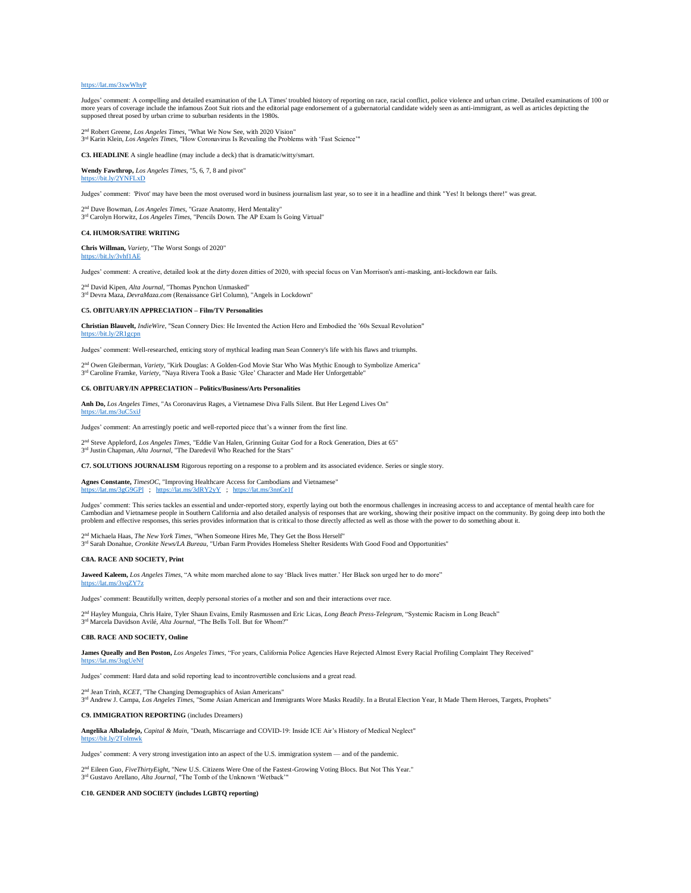https://lat.ms/3xwWhyP

Judges' comment: A compelling and detailed examination of the LA Times' troubled history of reporting on race, racial conflict, police violence and urban crime. Detailed examinations of 100 or more years of coverage include the infamous Zoot Suit riots and the editorial page endorsement of a gubernatorial candidate widely seen as anti-immigrant, as well as articles depicting the supposed threat posed by urban crime to suburban residents in the 1980s.

2nd Robert Greene, *Los Angeles Times*, "What We Now See, with 2020 Vision"
3rd Karin Klein, *Los Angeles Times*, "How Coronavirus Is Revealing the Problems with 'Fast Science'"

**C3. HEADLINE** A single headline (may include a deck) that is dramatic/witty/smart.

**Wendy Fawthrop,** *Los Angeles Times*, "5, 6, 7, 8 and pivot"
https://bit.ly/2YNFLxD

Judges' comment: 'Pivot' may have been the most overused word in business journalism last year, so to see it in a headline and think "Yes! It belongs there!" was great.

2nd Dave Bowman, *Los Angeles Times*, "Graze Anatomy, Herd Mentality"
3rd Carolyn Horwitz, *Los Angeles Times*, "Pencils Down. The AP Exam Is Going Virtual"

**C4. HUMOR/SATIRE WRITING**

**Chris Willman,** *Variety*, "The Worst Songs of 2020"
https://bit.ly/3vhf1AE

Judges' comment: A creative, detailed look at the dirty dozen ditties of 2020, with special focus on Van Morrison's anti-masking, anti-lockdown ear fails.

2nd David Kipen, *Alta Journal*, "Thomas Pynchon Unmasked"
3rd Devra Maza, *DevraMaza.com* (Renaissance Girl Column), "Angels in Lockdown"

**C5. OBITUARY/IN APPRECIATION – Film/TV Personalities**

**Christian Blauvelt,** *IndieWire*, "Sean Connery Dies: He Invented the Action Hero and Embodied the '60s Sexual Revolution"
https://bit.ly/2R1gcpn

Judges' comment: Well-researched, enticing story of mythical leading man Sean Connery's life with his flaws and triumphs.

2nd Owen Gleiberman, *Variety*, "Kirk Douglas: A Golden-God Movie Star Who Was Mythic Enough to Symbolize America"
3rd Caroline Framke, *Variety*, "Naya Rivera Took a Basic 'Glee' Character and Made Her Unforgettable"

**C6. OBITUARY/IN APPRECIATION – Politics/Business/Arts Personalities**

**Anh Do,** *Los Angeles Times*, "As Coronavirus Rages, a Vietnamese Diva Falls Silent. But Her Legend Lives On"
https://lat.ms/3uC5xiJ

Judges' comment: An arrestingly poetic and well-reported piece that's a winner from the first line.

2nd Steve Appleford, *Los Angeles Times*, "Eddie Van Halen, Grinning Guitar God for a Rock Generation, Dies at 65"
3rd Justin Chapman, *Alta Journal*, "The Daredevil Who Reached for the Stars"

**C7. SOLUTIONS JOURNALISM** Rigorous reporting on a response to a problem and its associated evidence. Series or single story.

**Agnes Constante,** *TimesOC*, "Improving Healthcare Access for Cambodians and Vietnamese"
https://lat.ms/3gG9GPl ; https://lat.ms/3dRY2yY ; https://lat.ms/3nnCe1f

Judges' comment: This series tackles an essential and under-reported story, expertly laying out both the enormous challenges in increasing access to and acceptance of mental health care for Cambodian and Vietnamese people in Southern California and also detailed analysis of responses that are working, showing their positive impact on the community. By going deep into both the problem and effective responses, this series provides information that is critical to those directly affected as well as those with the power to do something about it.

2nd Michaela Haas, *The New York Times*, "When Someone Hires Me, They Get the Boss Herself"
3rd Sarah Donahue, *Cronkite News/LA Bureau*, "Urban Farm Provides Homeless Shelter Residents With Good Food and Opportunities"

**C8A. RACE AND SOCIETY, Print**

**Jaweed Kaleem,** *Los Angeles Times*, "A white mom marched alone to say 'Black lives matter.' Her Black son urged her to do more"
https://lat.ms/3vqZY7z

Judges' comment: Beautifully written, deeply personal stories of a mother and son and their interactions over race.

2nd Hayley Munguia, Chris Haire, Tyler Shaun Evains, Emily Rasmussen and Eric Licas, *Long Beach Press-Telegram*, "Systemic Racism in Long Beach"
3rd Marcela Davidson Avilé, *Alta Journal*, "The Bells Toll. But for Whom?"

**C8B. RACE AND SOCIETY, Online**

**James Queally and Ben Poston,** *Los Angeles Times*, "For years, California Police Agencies Have Rejected Almost Every Racial Profiling Complaint They Received"
https://lat.ms/3ugUeNf

Judges' comment: Hard data and solid reporting lead to incontrovertible conclusions and a great read.

2nd Jean Trinh, *KCET*, "The Changing Demographics of Asian Americans"
3rd Andrew J. Campa, *Los Angeles Times*, "Some Asian American and Immigrants Wore Masks Readily. In a Brutal Election Year, It Made Them Heroes, Targets, Prophets"

**C9. IMMIGRATION REPORTING** (includes Dreamers)

**Angelika Albaladejo,** *Capital & Main*, "Death, Miscarriage and COVID-19: Inside ICE Air's History of Medical Neglect"
https://bit.ly/2Tolmwk

Judges' comment: A very strong investigation into an aspect of the U.S. immigration system — and of the pandemic.

2nd Eileen Guo, *FiveThirtyEight*, "New U.S. Citizens Were One of the Fastest-Growing Voting Blocs. But Not This Year."
3rd Gustavo Arellano, *Alta Journal*, "The Tomb of the Unknown 'Wetback'"

**C10. GENDER AND SOCIETY (includes LGBTQ reporting)**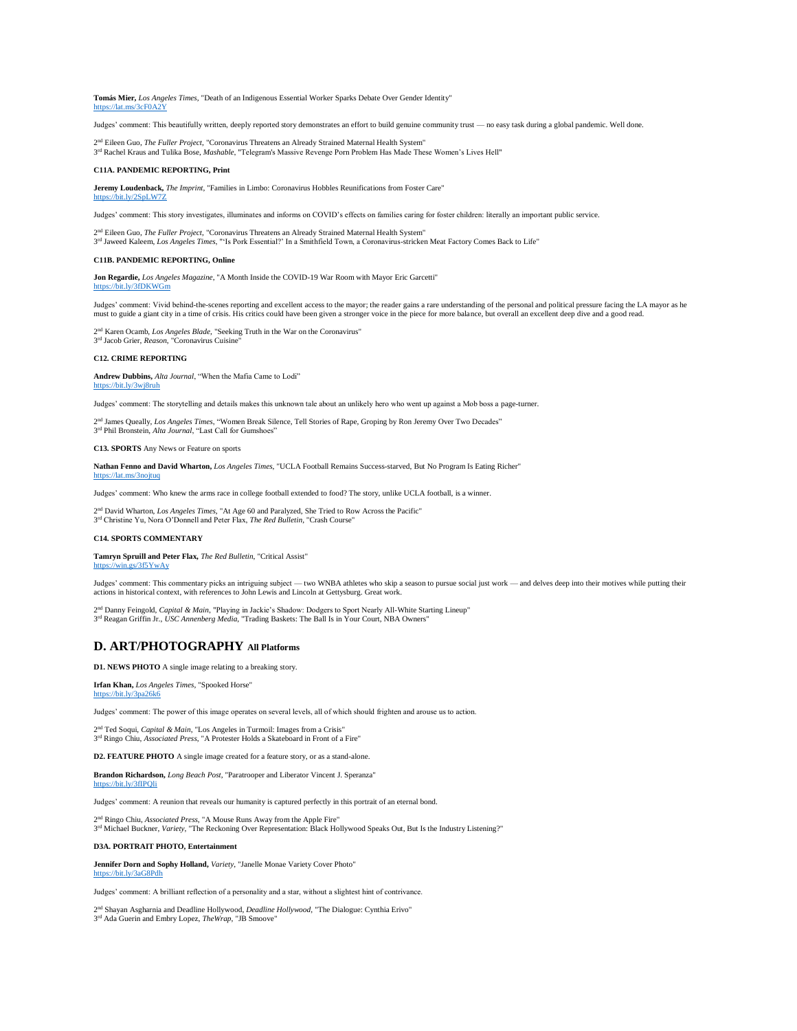**Tomás Mier,** *Los Angeles Times*, "Death of an Indigenous Essential Worker Sparks Debate Over Gender Identity"
https://lat.ms/3cF0A2Y

Judges' comment: This beautifully written, deeply reported story demonstrates an effort to build genuine community trust — no easy task during a global pandemic. Well done.

2nd Eileen Guo, *The Fuller Project*, "Coronavirus Threatens an Already Strained Maternal Health System"
3rd Rachel Kraus and Tulika Bose, *Mashable*, "Telegram's Massive Revenge Porn Problem Has Made These Women's Lives Hell"

**C11A. PANDEMIC REPORTING, Print**

**Jeremy Loudenback,** *The Imprint*, "Families in Limbo: Coronavirus Hobbles Reunifications from Foster Care"
https://bit.ly/2SpLW7Z

Judges' comment: This story investigates, illuminates and informs on COVID's effects on families caring for foster children: literally an important public service.

2nd Eileen Guo, *The Fuller Project*, "Coronavirus Threatens an Already Strained Maternal Health System"
3rd Jaweed Kaleem, *Los Angeles Times*, "'Is Pork Essential?' In a Smithfield Town, a Coronavirus-stricken Meat Factory Comes Back to Life"

**C11B. PANDEMIC REPORTING, Online**

**Jon Regardie,** *Los Angeles Magazine*, "A Month Inside the COVID-19 War Room with Mayor Eric Garcetti"
https://bit.ly/3fDKWGm

Judges' comment: Vivid behind-the-scenes reporting and excellent access to the mayor; the reader gains a rare understanding of the personal and political pressure facing the LA mayor as he must to guide a giant city in a time of crisis. His critics could have been given a stronger voice in the piece for more balance, but overall an excellent deep dive and a good read.

2nd Karen Ocamb, *Los Angeles Blade*, "Seeking Truth in the War on the Coronavirus"
3rd Jacob Grier, *Reason*, "Coronavirus Cuisine"

**C12. CRIME REPORTING**

**Andrew Dubbins,** *Alta Journal*, "When the Mafia Came to Lodi"
https://bit.ly/3wj8ruh

Judges' comment: The storytelling and details makes this unknown tale about an unlikely hero who went up against a Mob boss a page-turner.

2nd James Queally, *Los Angeles Times*, "Women Break Silence, Tell Stories of Rape, Groping by Ron Jeremy Over Two Decades"
3rd Phil Bronstein, *Alta Journal*, "Last Call for Gumshoes"

**C13. SPORTS** Any News or Feature on sports

**Nathan Fenno and David Wharton,** *Los Angeles Times*, "UCLA Football Remains Success-starved, But No Program Is Eating Richer"
https://lat.ms/3nojtuq

Judges' comment: Who knew the arms race in college football extended to food? The story, unlike UCLA football, is a winner.

2nd David Wharton, *Los Angeles Times*, "At Age 60 and Paralyzed, She Tried to Row Across the Pacific"
3rd Christine Yu, Nora O'Donnell and Peter Flax, *The Red Bulletin*, "Crash Course"

**C14. SPORTS COMMENTARY**

**Tamryn Spruill and Peter Flax,** *The Red Bulletin*, "Critical Assist"
https://win.gs/3f5YwAy

Judges' comment: This commentary picks an intriguing subject — two WNBA athletes who skip a season to pursue social just work — and delves deep into their motives while putting their actions in historical context, with references to John Lewis and Lincoln at Gettysburg. Great work.

2nd Danny Feingold, *Capital & Main*, "Playing in Jackie's Shadow: Dodgers to Sport Nearly All-White Starting Lineup"
3rd Reagan Griffin Jr., *USC Annenberg Media*, "Trading Baskets: The Ball Is in Your Court, NBA Owners"

## D. ART/PHOTOGRAPHY All Platforms

**D1. NEWS PHOTO** A single image relating to a breaking story.

**Irfan Khan,** *Los Angeles Times*, "Spooked Horse"
https://bit.ly/3pa26k6

Judges' comment: The power of this image operates on several levels, all of which should frighten and arouse us to action.

2nd Ted Soqui, *Capital & Main*, "Los Angeles in Turmoil: Images from a Crisis"
3rd Ringo Chiu, *Associated Press*, "A Protester Holds a Skateboard in Front of a Fire"

**D2. FEATURE PHOTO** A single image created for a feature story, or as a stand-alone.

**Brandon Richardson,** *Long Beach Post*, "Paratrooper and Liberator Vincent J. Speranza"
https://bit.ly/3fIPQli

Judges' comment: A reunion that reveals our humanity is captured perfectly in this portrait of an eternal bond.

2nd Ringo Chiu, *Associated Press*, "A Mouse Runs Away from the Apple Fire"
3rd Michael Buckner, *Variety*, "The Reckoning Over Representation: Black Hollywood Speaks Out, But Is the Industry Listening?"

**D3A. PORTRAIT PHOTO, Entertainment**

**Jennifer Dorn and Sophy Holland,** *Variety*, "Janelle Monae Variety Cover Photo"
https://bit.ly/3aG8Pdh

Judges' comment: A brilliant reflection of a personality and a star, without a slightest hint of contrivance.

2nd Shayan Asgharnia and Deadline Hollywood, *Deadline Hollywood*, "The Dialogue: Cynthia Erivo"
3rd Ada Guerin and Embry Lopez, *TheWrap*, "JB Smoove"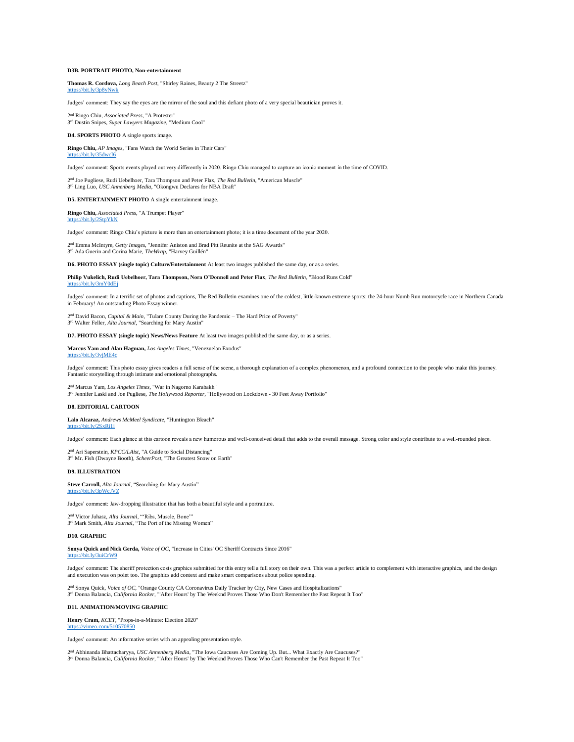**D3B. PORTRAIT PHOTO, Non-entertainment**

**Thomas R. Cordova,** *Long Beach Post*, "Shirley Raines, Beauty 2 The Streetz"
https://bit.ly/3p8yNwk

Judges' comment: They say the eyes are the mirror of the soul and this defiant photo of a very special beautician proves it.

2nd Ringo Chiu, *Associated Press*, "A Protester"
3rd Dustin Snipes, *Super Lawyers Magazine*, "Medium Cool"

**D4. SPORTS PHOTO** A single sports image.

**Ringo Chiu,** *AP Images*, "Fans Watch the World Series in Their Cars"
https://bit.ly/35dwcI6

Judges' comment: Sports events played out very differently in 2020. Ringo Chiu managed to capture an iconic moment in the time of COVID.

2nd Joe Pugliese, Rudi Uebelhoer, Tara Thompson and Peter Flax, *The Red Bulletin*, "American Muscle"
3rd Ling Luo, *USC Annenberg Media*, "Okongwu Declares for NBA Draft"

**D5. ENTERTAINMENT PHOTO** A single entertainment image.

**Ringo Chiu,** *Associated Press*, "A Trumpet Player"
https://bit.ly/2StpYkN

Judges' comment: Ringo Chiu's picture is more than an entertainment photo; it is a time document of the year 2020.

2nd Emma McIntyre, *Getty Images*, "Jennifer Aniston and Brad Pitt Reunite at the SAG Awards"
3rd Ada Guerin and Corina Marie, *TheWrap*, "Harvey Guillén"

**D6. PHOTO ESSAY (single topic) Culture/Entertainment** At least two images published the same day, or as a series.

**Philip Vukelich, Rudi Uebelhoer, Tara Thompson, Nora O'Donnell and Peter Flax**, *The Red Bulletin*, "Blood Runs Cold"
https://bit.ly/3mY0dEj

Judges' comment: In a terrific set of photos and captions, The Red Bulletin examines one of the coldest, little-known extreme sports: the 24-hour Numb Run motorcycle race in Northern Canada in February! An outstanding Photo Essay winner.

2nd David Bacon, *Capital & Main*, "Tulare County During the Pandemic – The Hard Price of Poverty"
3rd Walter Feller, *Alta Journal*, "Searching for Mary Austin"

**D7. PHOTO ESSAY (single topic) News/News Feature** At least two images published the same day, or as a series.

**Marcus Yam and Alan Hagman,** *Los Angeles Times*, "Venezuelan Exodus"
https://bit.ly/3vjME4c

Judges' comment: This photo essay gives readers a full sense of the scene, a thorough explanation of a complex phenomenon, and a profound connection to the people who make this journey. Fantastic storytelling through intimate and emotional photographs.

2nd Marcus Yam, *Los Angeles Times*, "War in Nagorno Karabakh"
3rd Jennifer Laski and Joe Pugliese, *The Hollywood Reporter*, "Hollywood on Lockdown - 30 Feet Away Portfolio"

**D8. EDITORIAL CARTOON**

**Lalo Alcaraz,** *Andrews McMeel Syndicate*, "Huntington Bleach"
https://bit.ly/2SxRi1i

Judges' comment: Each glance at this cartoon reveals a new humorous and well-conceived detail that adds to the overall message. Strong color and style contribute to a well-rounded piece.

2nd Ari Saperstein, *KPCC/LAist*, "A Guide to Social Distancing"
3rd Mr. Fish (Dwayne Booth), *ScheerPost*, "The Greatest Snow on Earth"

**D9. ILLUSTRATION**

**Steve Carroll,** *Alta Journal*, "Searching for Mary Austin"
https://bit.ly/3pWcJVZ

Judges' comment: Jaw-dropping illustration that has both a beautiful style and a portraiture.

2nd Victor Juhasz, *Alta Journal*, "'Ribs, Muscle, Bone'"
3rd Mark Smith, *Alta Journal*, "The Port of the Missing Women"

**D10. GRAPHIC**

**Sonya Quick and Nick Gerda,** *Voice of OC*, "Increase in Cities' OC Sheriff Contracts Since 2016"
https://bit.ly/3uiCrW9

Judges' comment: The sheriff protection costs graphics submitted for this entry tell a full story on their own. This was a perfect article to complement with interactive graphics, and the design and execution was on point too. The graphics add context and make smart comparisons about police spending.

2nd Sonya Quick, *Voice of OC*, "Orange County CA Coronavirus Daily Tracker by City, New Cases and Hospitalizations"
3rd Donna Balancia, *California Rocker*, "'After Hours' by The Weeknd Proves Those Who Don't Remember the Past Repeat It Too"

**D11. ANIMATION/MOVING GRAPHIC**

**Henry Cram,** *KCET*, "Props-in-a-Minute: Election 2020"
https://vimeo.com/510570850

Judges' comment: An informative series with an appealing presentation style.

2nd Abhinanda Bhattacharyya, *USC Annenberg Media*, "The Iowa Caucuses Are Coming Up. But... What Exactly Are Caucuses?"
3rd Donna Balancia, *California Rocker*, "'After Hours' by The Weeknd Proves Those Who Can't Remember the Past Repeat It Too"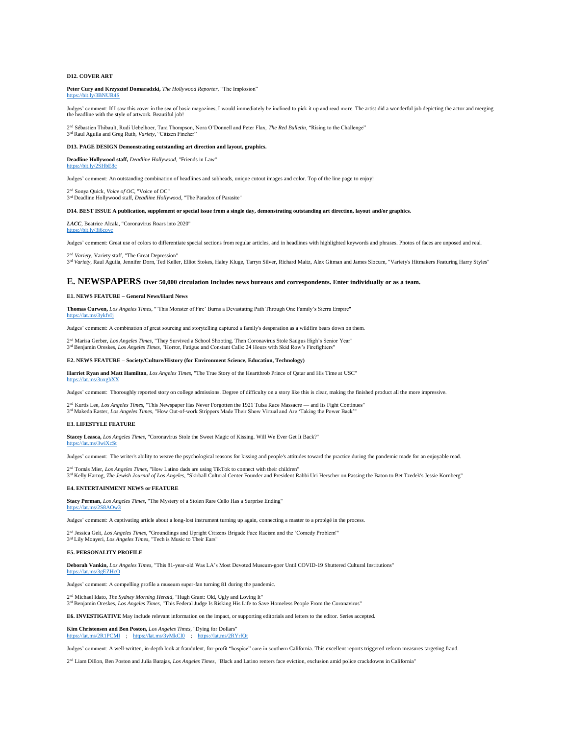**D12. COVER ART**

**Peter Cury and Krzysztof Domaradzki,** *The Hollywood Reporter*, "The Implosion"
https://bit.ly/3BNUR4S

Judges' comment: If I saw this cover in the sea of basic magazines, I would immediately be inclined to pick it up and read more. The artist did a wonderful job depicting the actor and merging the headline with the style of artwork. Beautiful job!

2nd Sébastien Thibault, Rudi Uebelhoer, Tara Thompson, Nora O'Donnell and Peter Flax, *The Red Bulletin*, "Rising to the Challenge"
3rd Raul Aguila and Greg Ruth, *Variety*, "Citizen Fincher"

**D13. PAGE DESIGN Demonstrating outstanding art direction and layout, graphics.**

**Deadline Hollywood staff,** *Deadline Hollywood*, "Friends in Law"
https://bit.ly/2SHbE8c

Judges' comment: An outstanding combination of headlines and subheads, unique cutout images and color. Top of the line page to enjoy!

2nd Sonya Quick, *Voice of OC*, "Voice of OC"
3rd Deadline Hollywood staff, *Deadline Hollywood*, "The Paradox of Parasite"

**D14. BEST ISSUE A publication, supplement or special issue from a single day, demonstrating outstanding art direction, layout and/or graphics.**

***LACC***, Beatrice Alcala, "Coronavirus Roars into 2020"
https://bit.ly/3i6coyc

Judges' comment: Great use of colors to differentiate special sections from regular articles, and in headlines with highlighted keywords and phrases. Photos of faces are unposed and real.

2nd *Variety*, Variety staff, "The Great Depression"
3rd *Variety*, Raul Aguila, Jennifer Dorn, Ted Keller, Elliot Stokes, Haley Kluge, Tarryn Silver, Richard Maltz, Alex Gitman and James Slocum, "Variety's Hitmakers Featuring Harry Styles"

## E. NEWSPAPERS Over 50,000 circulation Includes news bureaus and correspondents. Enter individually or as a team.

**E1. NEWS FEATURE – General News/Hard News**

**Thomas Curwen,** *Los Angeles Times*, "'This Monster of Fire' Burns a Devastating Path Through One Family's Sierra Empire"
https://lat.ms/3ykfvIj

Judges' comment: A combination of great sourcing and storytelling captured a family's desperation as a wildfire bears down on them.

2nd Marisa Gerber, *Los Angeles Times*, "They Survived a School Shooting. Then Coronavirus Stole Saugus High's Senior Year"
3rd Benjamin Oreskes, *Los Angeles Times*, "Horror, Fatigue and Constant Calls: 24 Hours with Skid Row's Firefighters"

**E2. NEWS FEATURE – Society/Culture/History (for Environment Science, Education, Technology)**

**Harriet Ryan and Matt Hamilton**, *Los Angeles Times*, "The True Story of the Heartthrob Prince of Qatar and His Time at USC"
https://lat.ms/3uxgbXX

Judges' comment: Thoroughly reported story on college admissions. Degree of difficulty on a story like this is clear, making the finished product all the more impressive.

2nd Kurtis Lee, *Los Angeles Times*, "This Newspaper Has Never Forgotten the 1921 Tulsa Race Massacre — and Its Fight Continues"
3rd Makeda Easter, *Los Angeles Times*, "How Out-of-work Strippers Made Their Show Virtual and Are 'Taking the Power Back'"

**E3. LIFESTYLE FEATURE**

**Stacey Leasca,** *Los Angeles Times*, "Coronavirus Stole the Sweet Magic of Kissing. Will We Ever Get It Back?"
https://lat.ms/3wiXcSt

Judges' comment: The writer's ability to weave the psychological reasons for kissing and people's attitudes toward the practice during the pandemic made for an enjoyable read.

2nd Tomás Mier, *Los Angeles Times*, "How Latino dads are using TikTok to connect with their children"
3rd Kelly Hartog, *The Jewish Journal of Los Angeles*, "Skirball Cultural Center Founder and President Rabbi Uri Herscher on Passing the Baton to Bet Tzedek's Jessie Kornberg"

**E4. ENTERTAINMENT NEWS or FEATURE**

**Stacy Perman,** *Los Angeles Times*, "The Mystery of a Stolen Rare Cello Has a Surprise Ending"
https://lat.ms/2S8AOw3

Judges' comment: A captivating article about a long-lost instrument turning up again, connecting a master to a protégé in the process.

2nd Jessica Gelt, *Los Angeles Times*, "Groundlings and Upright Citizens Brigade Face Racism and the 'Comedy Problem'"
3rd Lily Moayeri, *Los Angeles Times*, "Tech is Music to Their Ears"

**E5. PERSONALITY PROFILE**

**Deborah Vankin,** *Los Angeles Times*, "This 81-year-old Was LA's Most Devoted Museum-goer Until COVID-19 Shuttered Cultural Institutions"
https://lat.ms/3gEZHcO

Judges' comment: A compelling profile a museum super-fan turning 81 during the pandemic.

2nd Michael Idato, *The Sydney Morning Herald*, "Hugh Grant: Old, Ugly and Loving It"
3rd Benjamin Oreskes, *Los Angeles Times*, "This Federal Judge Is Risking His Life to Save Homeless People From the Coronavirus"

**E6. INVESTIGATIVE** May include relevant information on the impact, or supporting editorials and letters to the editor. Series accepted.

**Kim Christensen and Ben Poston,** *Los Angeles Times*, "Dying for Dollars"
https://lat.ms/2R1PCMI ; https://lat.ms/3yMkCl0 ; https://lat.ms/2RYrfQt

Judges' comment: A well-written, in-depth look at fraudulent, for-profit "hospice" care in southern California. This excellent reports triggered reform measures targeting fraud.

2nd Liam Dillon, Ben Poston and Julia Barajas, *Los Angeles Times*, "Black and Latino renters face eviction, exclusion amid police crackdowns in California"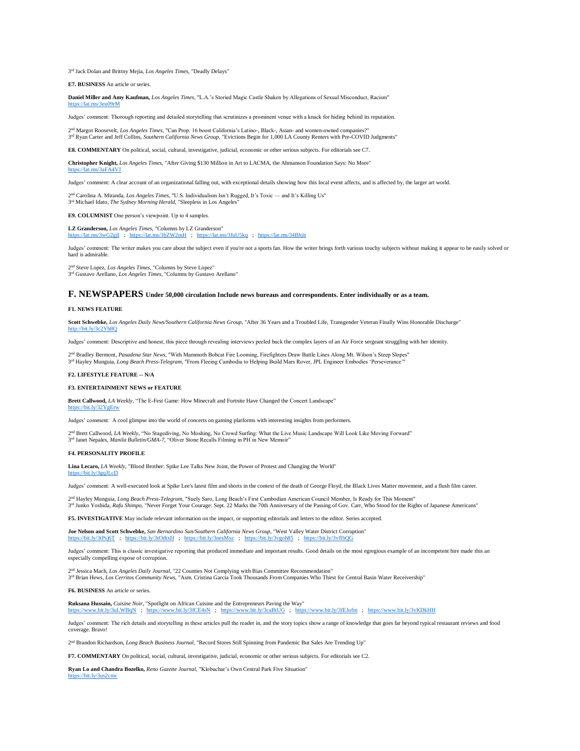3rd Jack Dolan and Brittny Mejia, *Los Angeles Times*, "Deadly Delays"

**E7. BUSINESS** An article or series.

**Daniel Miller and Amy Kaufman,** *Los Angeles Times*, "L.A.'s Storied Magic Castle Shaken by Allegations of Sexual Misconduct, Racism"
https://lat.ms/3eu09rM

Judges' comment: Thorough reporting and detailed storytelling that scrutinizes a prominent venue with a knack for hiding behind its reputation.

2nd Margot Roosevelt, *Los Angeles Times*, "Can Prop. 16 boost California's Latino-, Black-, Asian- and women-owned companies?"
3rd Ryan Carter and Jeff Collins, *Southern California News Group*, "Evictions Begin for 1,000 LA County Renters with Pre-COVID Judgments"

**E8. COMMENTARY** On political, social, cultural, investigative, judicial, economic or other serious subjects. For editorials see C7.

**Christopher Knight,** *Los Angeles Times*, "After Giving $130 Million in Art to LACMA, the Ahmanson Foundation Says: No More"
https://lat.ms/3aFA4VJ

Judges' comment: A clear account of an organizational falling out, with exceptional details showing how this local event affects, and is affected by, the larger art world.

2nd Carolina A. Miranda, *Los Angeles Times*, "U.S. Individualism Isn't Rugged, It's Toxic — and It's Killing Us"
3rd Michael Idato, *The Sydney Morning Herald*, "Sleepless in Los Angeles"

**E9. COLUMNIST** One person's viewpoint. Up to 4 samples.

**LZ Granderson,** *Los Angeles Times*, "Columns by LZ Granderson"
https://lat.ms/3wG2gjI ; https://lat.ms/3bZW2mH ; https://lat.ms/3fuU5kq ; https://lat.ms/34Bhjit

Judges' comment: The writer makes you care about the subject even if you're not a sports fan. How the writer brings forth various touchy subjects without making it appear to be easily solved or hard is admirable.

2nd Steve Lopez, *Los Angeles Times*, "Columns by Steve Lopez"
3rd Gustavo Arellano, *Los Angeles Times*, "Columns by Gustavo Arellano"

## F. NEWSPAPERS Under 50,000 circulation Include news bureaus and correspondents. Enter individually or as a team.

**F1. NEWS FEATURE**

**Scott Schwebke,** *Los Angeles Daily News/Southern California News Group*, "After 36 Years and a Troubled Life, Transgender Veteran Finally Wins Honorable Discharge"
http://bit.ly/3c2Yh8Q

Judges' comment: Descriptive and honest, this piece through revealing interviews peeled back the complex layers of an Air Force sergeant struggling with her identity.

2nd Bradley Bermont, *Pasadena Star News*, "With Mammoth Bobcat Fire Looming, Firefighters Draw Battle Lines Along Mt. Wilson's Steep Slopes"
3rd Hayley Munguia, *Long Beach Press-Telegram*, "From Fleeing Cambodia to Helping Build Mars Rover, JPL Engineer Embodies 'Perseverance'"

**F2. LIFESTYLE FEATURE -- N/A**

**F3. ENTERTAINMENT NEWS or FEATURE**

**Brett Callwood,** *LA Weekly*, "The E-Fest Game: How Minecraft and Fortnite Have Changed the Concert Landscape"
https://bit.ly/32YgErw

Judges' comment: A cool glimpse into the world of concerts on gaming platforms with interesting insights from performers.

2nd Brett Callwood, *LA Weekly*, "No Stagediving, No Moshing, No Crowd Surfing: What the Live Music Landscape Will Look Like Moving Forward"
3rd Janet Nepales, *Manila Bulletin/GMA-7*, "Oliver Stone Recalls Filming in PH in New Memoir"

**F4. PERSONALITY PROFILE**

**Lina Lecaro,** *LA Weekly*, "Blood Brother: Spike Lee Talks New Joint, the Power of Protest and Changing the World"
https://bit.ly/3gqJLcD

Judges' comment: A well-executed look at Spike Lee's latest film and shorts in the context of the death of George Floyd, the Black Lives Matter movement, and a flush film career.

2nd Hayley Munguia, *Long Beach Press-Telegram*, "Suely Saro, Long Beach's First Cambodian American Council Member, Is Ready for This Moment"
3rd Junko Yoshida, *Rafu Shimpo*, "Never Forget Your Courage: Sept. 22 Marks the 70th Anniversary of the Passing of Gov. Carr, Who Stood for the Rights of Japanese Americans"

**F5. INVESTIGATIVE** May include relevant information on the impact, or supporting editorials and letters to the editor. Series accepted.

**Joe Nelson and Scott Schwebke,** *San Bernardino Sun/Southern California News Group*, "West Valley Water District Corruption"
https://bit.ly/3tPsj6T ; https://bit.ly/3tOdtxH ; https://bit.ly/3nesMxc ; https://bit.ly/3vgoh85 ; https://bit.ly/3vfIbQG

Judges' comment: This is classic investigative reporting that produced immediate and important results. Good details on the most egregious example of an incompetent hire made this an especially compelling expose of corruption.

2nd Jessica Mach, *Los Angeles Daily Journal*, "22 Counties Not Complying with Bias Committee Recommendation"
3rd Brian Hews, *Los Cerritos Community News*, "Asm. Cristina Garcia Took Thousands From Companies Who Thirst for Central Basin Water Receivership"

**F6. BUSINESS** An article or series.

**Ruksana Hussain,** *Cuisine Noir*, "Spotlight on African Cuisine and the Entrepreneurs Paving the Way"
https://www.bit.ly/3uLWBqN ; https://www.bit.ly/3fCE4sN ; https://www.bit.ly/3caBtUG ; https://www.bit.ly/3fEJofm ; https://www.bit.ly/3vKDkHH

Judges' comment: The rich details and storytelling in these articles pull the reader in, and the story topics show a range of knowledge that goes far beyond typical restaurant reviews and food coverage. Bravo!

2nd Brandon Richardson, *Long Beach Business Journal*, "Record Stores Still Spinning from Pandemic But Sales Are Trending Up"

**F7. COMMENTARY** On political, social, cultural, investigative, judicial, economic or other serious subjects. For editorials see C2.

**Ryan Lo and Chandra Bozelko,** *Reno Gazette Journal*, "Klobuchar's Own Central Park Five Situation"
https://bit.ly/3us2cmc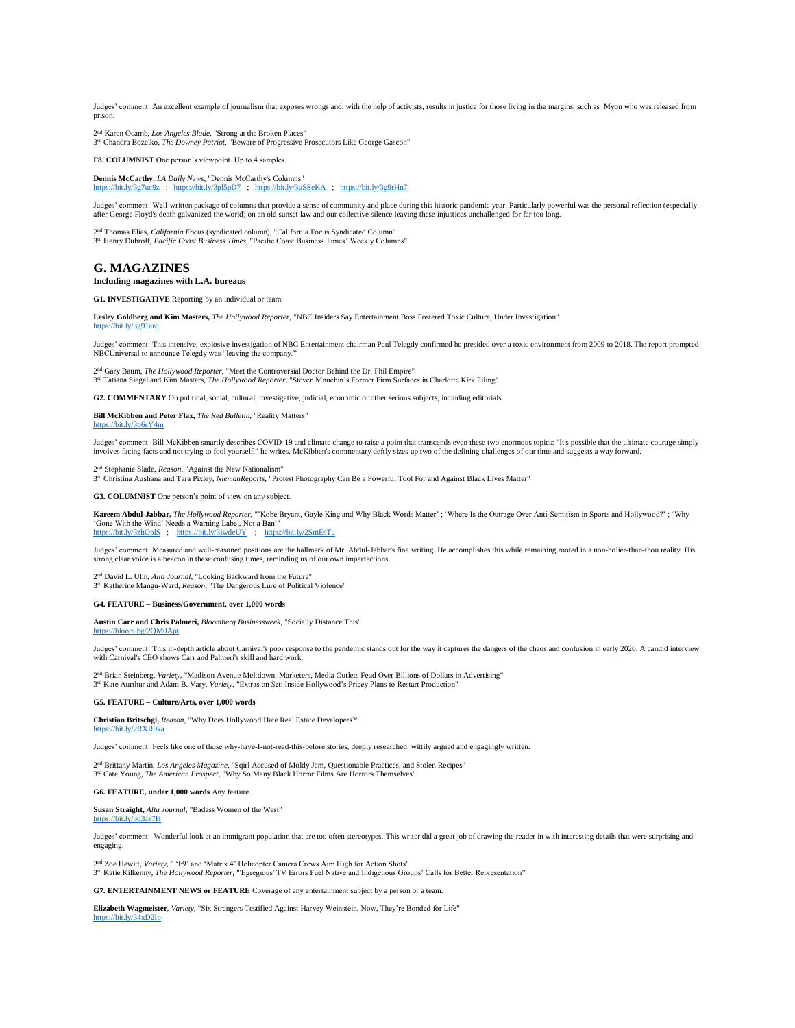Judges' comment: An excellent example of journalism that exposes wrongs and, with the help of activists, results in justice for those living in the margins, such as Myon who was released from prison.

2nd Karen Ocamb, *Los Angeles Blade*, "Strong at the Broken Places"
3rd Chandra Bozelko, *The Downey Patriot*, "Beware of Progressive Prosecutors Like George Gascon"

**F8. COLUMNIST** One person's viewpoint. Up to 4 samples.

**Dennis McCarthy,** *LA Daily News*, "Dennis McCarthy's Columns"
https://bit.ly/3g7uc9z ; https://bit.ly/3pl5pD7 ; https://bit.ly/3uSSeKA ; https://bit.ly/3g9rHn7

Judges' comment: Well-written package of columns that provide a sense of community and place during this historic pandemic year. Particularly powerful was the personal reflection (especially after George Floyd's death galvanized the world) on an old sunset law and our collective silence leaving these injustices unchallenged for far too long.

2nd Thomas Elias, *California Focus* (syndicated column), "California Focus Syndicated Column"
3rd Henry Dubroff, *Pacific Coast Business Times*, "Pacific Coast Business Times' Weekly Columns"

## G. MAGAZINES

**Including magazines with L.A. bureaus**

**G1. INVESTIGATIVE** Reporting by an individual or team.

**Lesley Goldberg and Kim Masters,** *The Hollywood Reporter*, "NBC Insiders Say Entertainment Boss Fostered Toxic Culture, Under Investigation"
https://bit.ly/3g91arq

Judges' comment: This intensive, explosive investigation of NBC Entertainment chairman Paul Telegdy confirmed he presided over a toxic environment from 2009 to 2018. The report prompted NBCUniversal to announce Telegdy was "leaving the company."

2nd Gary Baum, *The Hollywood Reporter*, "Meet the Controversial Doctor Behind the Dr. Phil Empire"
3rd Tatiana Siegel and Kim Masters, *The Hollywood Reporter*, "Steven Mnuchin's Former Firm Surfaces in Charlotte Kirk Filing"

**G2. COMMENTARY** On political, social, cultural, investigative, judicial, economic or other serious subjects, including editorials.

**Bill McKibben and Peter Flax,** *The Red Bulletin*, "Reality Matters"
https://bit.ly/3p6sY4m

Judges' comment: Bill McKibben smartly describes COVID-19 and climate change to raise a point that transcends even these two enormous topics: "It's possible that the ultimate courage simply involves facing facts and not trying to fool yourself," he writes. McKibben's commentary deftly sizes up two of the defining challenges of our time and suggests a way forward.

2nd Stephanie Slade, *Reason*, "Against the New Nationalism"
3rd Christina Aushana and Tara Pixley, *NiemanReports*, "Protest Photography Can Be a Powerful Tool For and Against Black Lives Matter"

**G3. COLUMNIST** One person's point of view on any subject.

**Kareem Abdul-Jabbar,** *The Hollywood Reporter*, "'Kobe Bryant, Gayle King and Why Black Words Matter' ; 'Where Is the Outrage Over Anti-Semitism in Sports and Hollywood?' ; 'Why 'Gone With the Wind' Needs a Warning Label, Not a Ban'"
https://bit.ly/3zhOplS ; https://bit.ly/3iwdeUY ; https://bit.ly/2SmEsTu

Judges' comment: Measured and well-reasoned positions are the hallmark of Mr. Abdul-Jabbar's fine writing. He accomplishes this while remaining rooted in a non-holier-than-thou reality. His strong clear voice is a beacon in these confusing times, reminding us of our own imperfections.

2nd David L. Ulin, *Alta Journal*, "Looking Backward from the Future"
3rd Katherine Mangu-Ward, *Reason*, "The Dangerous Lure of Political Violence"

**G4. FEATURE – Business/Government, over 1,000 words**

**Austin Carr and Chris Palmeri,** *Bloomberg Businessweek*, "Socially Distance This"
https://bloom.bg/2QM0Apt

Judges' comment: This in-depth article about Carnival's poor response to the pandemic stands out for the way it captures the dangers of the chaos and confusion in early 2020. A candid interview with Carnival's CEO shows Carr and Palmeri's skill and hard work.

2nd Brian Steinberg, *Variety*, "Madison Avenue Meltdown: Marketers, Media Outlets Feud Over Billions of Dollars in Advertising"
3rd Kate Aurthur and Adam B. Vary, *Variety*, "Extras on $et: Inside Hollywood's Pricey Plans to Restart Production"

**G5. FEATURE – Culture/Arts, over 1,000 words**

**Christian Britschgi,** *Reason*, "Why Does Hollywood Hate Real Estate Developers?"
https://bit.ly/2RXR0ka

Judges' comment: Feels like one of those why-have-I-not-read-this-before stories, deeply researched, wittily argued and engagingly written.

2nd Brittany Martin, *Los Angeles Magazine*, "Sqirl Accused of Moldy Jam, Questionable Practices, and Stolen Recipes"
3rd Cate Young, *The American Prospect*, "Why So Many Black Horror Films Are Horrors Themselves"

**G6. FEATURE, under 1,000 words** Any feature.

**Susan Straight,** *Alta Journal*, "Badass Women of the West"
https://bit.ly/3q3Jz7H

Judges' comment: Wonderful look at an immigrant population that are too often stereotypes. This writer did a great job of drawing the reader in with interesting details that were surprising and engaging.

2nd Zoe Hewitt, *Variety*, " 'F9' and 'Matrix 4' Helicopter Camera Crews Aim High for Action Shots"
3rd Katie Kilkenny, *The Hollywood Reporter*, "'Egregious' TV Errors Fuel Native and Indigenous Groups' Calls for Better Representation"

**G7. ENTERTAINMENT NEWS or FEATURE** Coverage of any entertainment subject by a person or a team.

**Elizabeth Wagmeister**, *Variety*, "Six Strangers Testified Against Harvey Weinstein. Now, They're Bonded for Life"
https://bit.ly/34xD2Io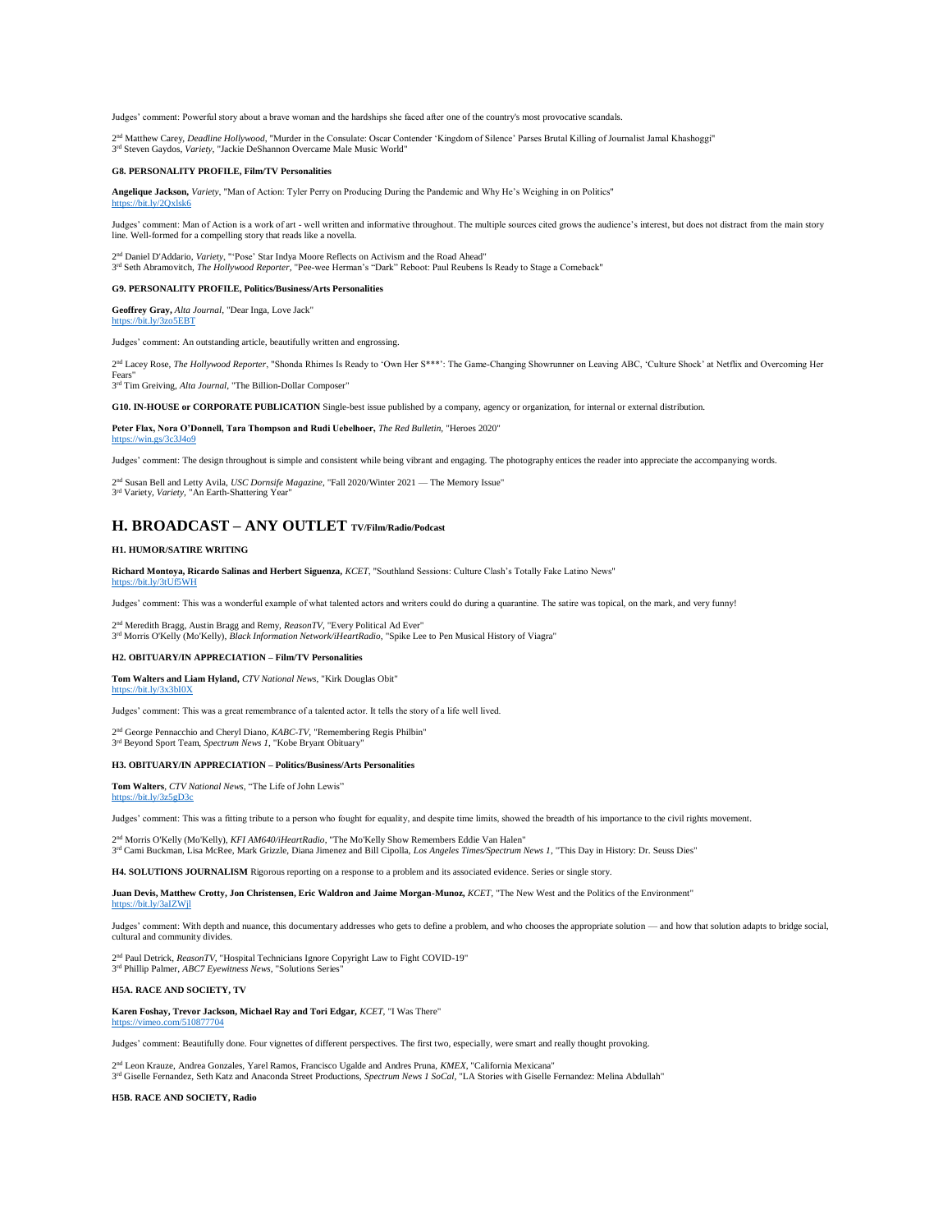Judges' comment: Powerful story about a brave woman and the hardships she faced after one of the country's most provocative scandals.

2nd Matthew Carey, *Deadline Hollywood*, "Murder in the Consulate: Oscar Contender 'Kingdom of Silence' Parses Brutal Killing of Journalist Jamal Khashoggi"
3rd Steven Gaydos, *Variety*, "Jackie DeShannon Overcame Male Music World"

**G8. PERSONALITY PROFILE, Film/TV Personalities**

**Angelique Jackson,** *Variety*, "Man of Action: Tyler Perry on Producing During the Pandemic and Why He's Weighing in on Politics"
https://bit.ly/2Qxlsk6

Judges' comment: Man of Action is a work of art - well written and informative throughout. The multiple sources cited grows the audience's interest, but does not distract from the main story line. Well-formed for a compelling story that reads like a novella.

2nd Daniel D'Addario, *Variety*, "'Pose' Star Indya Moore Reflects on Activism and the Road Ahead"
3rd Seth Abramovitch, *The Hollywood Reporter*, "Pee-wee Herman's "Dark" Reboot: Paul Reubens Is Ready to Stage a Comeback"

**G9. PERSONALITY PROFILE, Politics/Business/Arts Personalities**

**Geoffrey Gray,** *Alta Journal*, "Dear Inga, Love Jack"
https://bit.ly/3zo5EBT

Judges' comment: An outstanding article, beautifully written and engrossing.

2nd Lacey Rose, *The Hollywood Reporter*, "Shonda Rhimes Is Ready to 'Own Her S***': The Game-Changing Showrunner on Leaving ABC, 'Culture Shock' at Netflix and Overcoming Her Fears"
3rd Tim Greiving, *Alta Journal*, "The Billion-Dollar Composer"

**G10. IN-HOUSE or CORPORATE PUBLICATION** Single-best issue published by a company, agency or organization, for internal or external distribution.

**Peter Flax, Nora O'Donnell, Tara Thompson and Rudi Uebelhoer,** *The Red Bulletin*, "Heroes 2020"
https://win.gs/3c3J4o9

Judges' comment: The design throughout is simple and consistent while being vibrant and engaging. The photography entices the reader into appreciate the accompanying words.

2nd Susan Bell and Letty Avila, *USC Dornsife Magazine*, "Fall 2020/Winter 2021 — The Memory Issue"
3rd Variety, *Variety*, "An Earth-Shattering Year"

## H. BROADCAST – ANY OUTLET TV/Film/Radio/Podcast

**H1. HUMOR/SATIRE WRITING**

**Richard Montoya, Ricardo Salinas and Herbert Siguenza,** *KCET*, "Southland Sessions: Culture Clash's Totally Fake Latino News"
https://bit.ly/3tUf5WH

Judges' comment: This was a wonderful example of what talented actors and writers could do during a quarantine. The satire was topical, on the mark, and very funny!

2nd Meredith Bragg, Austin Bragg and Remy, *ReasonTV*, "Every Political Ad Ever"
3rd Morris O'Kelly (Mo'Kelly), *Black Information Network/iHeartRadio*, "Spike Lee to Pen Musical History of Viagra"

**H2. OBITUARY/IN APPRECIATION – Film/TV Personalities**

**Tom Walters and Liam Hyland,** *CTV National News*, "Kirk Douglas Obit"
https://bit.ly/3x3bI0X

Judges' comment: This was a great remembrance of a talented actor. It tells the story of a life well lived.

2nd George Pennacchio and Cheryl Diano, *KABC-TV*, "Remembering Regis Philbin"
3rd Beyond Sport Team, *Spectrum News 1*, "Kobe Bryant Obituary"

**H3. OBITUARY/IN APPRECIATION – Politics/Business/Arts Personalities**

**Tom Walters**, *CTV National News*, "The Life of John Lewis"
https://bit.ly/3z5gD3c

Judges' comment: This was a fitting tribute to a person who fought for equality, and despite time limits, showed the breadth of his importance to the civil rights movement.

2nd Morris O'Kelly (Mo'Kelly), *KFI AM640/iHeartRadio*, "The Mo'Kelly Show Remembers Eddie Van Halen"
3rd Cami Buckman, Lisa McRee, Mark Grizzle, Diana Jimenez and Bill Cipolla, *Los Angeles Times/Spectrum News 1*, "This Day in History: Dr. Seuss Dies"

**H4. SOLUTIONS JOURNALISM** Rigorous reporting on a response to a problem and its associated evidence. Series or single story.

**Juan Devis, Matthew Crotty, Jon Christensen, Eric Waldron and Jaime Morgan-Munoz,** *KCET*, "The New West and the Politics of the Environment"
https://bit.ly/3aIZWjl

Judges' comment: With depth and nuance, this documentary addresses who gets to define a problem, and who chooses the appropriate solution — and how that solution adapts to bridge social, cultural and community divides.

2nd Paul Detrick, *ReasonTV*, "Hospital Technicians Ignore Copyright Law to Fight COVID-19"
3rd Phillip Palmer, *ABC7 Eyewitness News*, "Solutions Series"

**H5A. RACE AND SOCIETY, TV**

**Karen Foshay, Trevor Jackson, Michael Ray and Tori Edgar,** *KCET*, "I Was There"
https://vimeo.com/510877704

Judges' comment: Beautifully done. Four vignettes of different perspectives. The first two, especially, were smart and really thought provoking.

2nd Leon Krauze, Andrea Gonzales, Yarel Ramos, Francisco Ugalde and Andres Pruna, *KMEX*, "California Mexicana"
3rd Giselle Fernandez, Seth Katz and Anaconda Street Productions, *Spectrum News 1 SoCal*, "LA Stories with Giselle Fernandez: Melina Abdullah"

**H5B. RACE AND SOCIETY, Radio**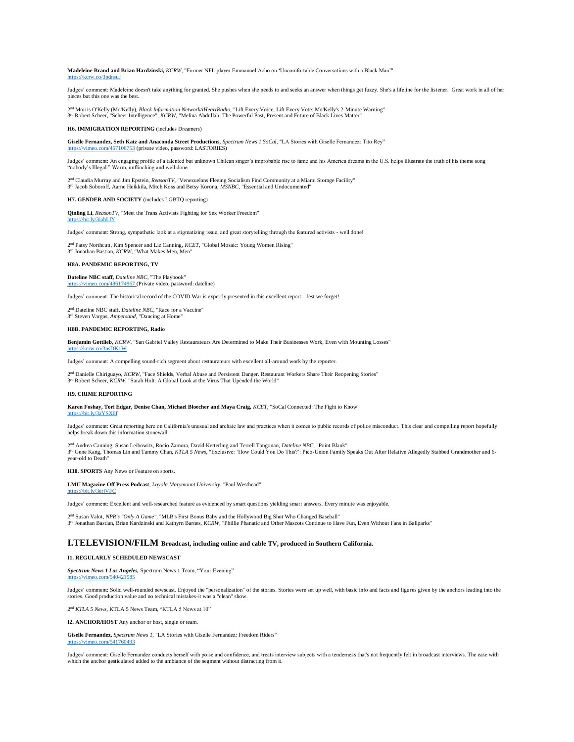**Madeleine Brand and Brian Hardzinski,** *KCRW*, "Former NFL player Emmanuel Acho on 'Uncomfortable Conversations with a Black Man'"
https://kcrw.co/3pdnsuJ

Judges' comment: Madeleine doesn't take anything for granted. She pushes when she needs to and seeks an answer when things get fuzzy. She's a lifeline for the listener. Great work in all of her pieces but this one was the best.

2nd Morris O'Kelly (Mo'Kelly), *Black Information Network/iHeartRadio*, "Lift Every Voice, Lift Every Vote: Mo'Kelly's 2-Minute Warning"
3rd Robert Scheer, "Scheer Intelligence", *KCRW*, "Melina Abdullah: The Powerful Past, Present and Future of Black Lives Matter"

**H6. IMMIGRATION REPORTING** (includes Dreamers)

**Giselle Fernandez, Seth Katz and Anaconda Street Productions,** *Spectrum News 1 SoCal*, "LA Stories with Giselle Fernandez: Tito Rey"
https://vimeo.com/457106753 (private video, password: LASTORIES)

Judges' comment: An engaging profile of a talented but unknown Chilean singer's improbable rise to fame and his America dreams in the U.S. helps illustrate the truth of his theme song "nobody's Illegal." Warm, unflinching and well done.

2nd Claudia Murray and Jim Epstein, *ReasonTV*, "Venezuelans Fleeing Socialism Find Community at a Miami Storage Facility"
3rd Jacob Soboroff, Aarne Heikkila, Mitch Koss and Betsy Korona, *MSNBC*, "Essential and Undocumented"

**H7. GENDER AND SOCIETY** (includes LGBTQ reporting)

**Qinling Li**, *ReasonTV*, "Meet the Trans Activists Fighting for Sex Worker Freedom"
https://bit.ly/3iahLfY

Judges' comment: Strong, sympathetic look at a stigmatizing issue, and great storytelling through the featured activists - well done!

2nd Patsy Northcutt, Kim Spencer and Liz Canning, *KCET*, "Global Mosaic: Young Women Rising"
3rd Jonathan Bastian, *KCRW*, "What Makes Men, Men"

**H8A. PANDEMIC REPORTING, TV**

**Dateline NBC staff,** *Dateline NBC*, "The Playbook"
https://vimeo.com/486174967 (Private video, password: dateline)

Judges' comment: The historical record of the COVID War is expertly presented in this excellent report—lest we forget!

2nd Dateline NBC staff, *Dateline NBC*, "Race for a Vaccine"
3rd Steven Vargas, *Ampersand*, "Dancing at Home"

**H8B. PANDEMIC REPORTING, Radio**

**Benjamin Gottlieb,** *KCRW*, "San Gabriel Valley Restaurateurs Are Determined to Make Their Businesses Work, Even with Mounting Losses"
https://kcrw.co/3nsDK1W

Judges' comment: A compelling sound-rich segment about restaurateurs with excellent all-around work by the reporter.

2nd Danielle Chiriguayo, *KCRW*, "Face Shields, Verbal Abuse and Persistent Danger. Restaurant Workers Share Their Reopening Stories"
3rd Robert Scheer, *KCRW*, "Sarah Holt: A Global Look at the Virus That Upended the World"

**H9. CRIME REPORTING**

**Karen Foshay, Tori Edgar, Denise Chan, Michael Bloecher and Maya Craig,** *KCET*, "SoCal Connected: The Fight to Know"
https://bit.ly/3aYSX6f

Judges' comment: Great reporting here on California's unusual and archaic law and practices when it comes to public records of police misconduct. This clear and compelling report hopefully helps break down this information stonewall.

2nd Andrea Canning, Susan Leibowitz, Rocio Zamora, David Ketterling and Terrell Tangonan, *Dateline NBC*, "Point Blank"
3rd Gene Kang, Thomas Lin and Tammy Chan, *KTLA 5 News*, "Exclusive: 'How Could You Do This?': Pico-Union Family Speaks Out After Relative Allegedly Stabbed Grandmother and 6-year-old to Death"

**H10. SPORTS** Any News or Feature on sports.

**LMU Magazine Off Press Podcast**, *Loyola Marymount University*, "Paul Westhead"
https://bit.ly/3erjVFC

Judges' comment: Excellent and well-researched feature as evidenced by smart questions yielding smart answers. Every minute was enjoyable.

2nd Susan Valot, *NPR's "Only A Game"*, "MLB's First Bonus Baby and the Hollywood Big Shot Who Changed Baseball"
3rd Jonathan Bastian, Brian Kardzinski and Kathyrn Barnes, *KCRW*, "Phillie Phanatic and Other Mascots Continue to Have Fun, Even Without Fans in Ballparks"

## I.TELEVISION/FILM **Broadcast, including online and cable TV, produced in Southern California.**

**I1. REGULARLY SCHEDULED NEWSCAST**

***Spectrum News 1 Los Angeles,*** Spectrum News 1 Team, "Your Evening"
https://vimeo.com/540421585

Judges' comment: Solid well-rounded newscast. Enjoyed the "personalization" of the stories. Stories were set up well, with basic info and facts and figures given by the anchors leading into the stories. Good production value and no technical mistakes-it was a "clean" show.

2nd *KTLA 5 News*, KTLA 5 News Team, "KTLA 5 News at 10"

**I2. ANCHOR/HOST** Any anchor or host, single or team.

**Giselle Fernandez,** *Spectrum News 1*, "LA Stories with Giselle Fernandez: Freedom Riders"
https://vimeo.com/541760493

Judges' comment: Giselle Fernandez conducts herself with poise and confidence, and treats interview subjects with a tenderness that's not frequently felt in broadcast interviews. The ease with which the anchor gesticulated added to the ambiance of the segment without distracting from it.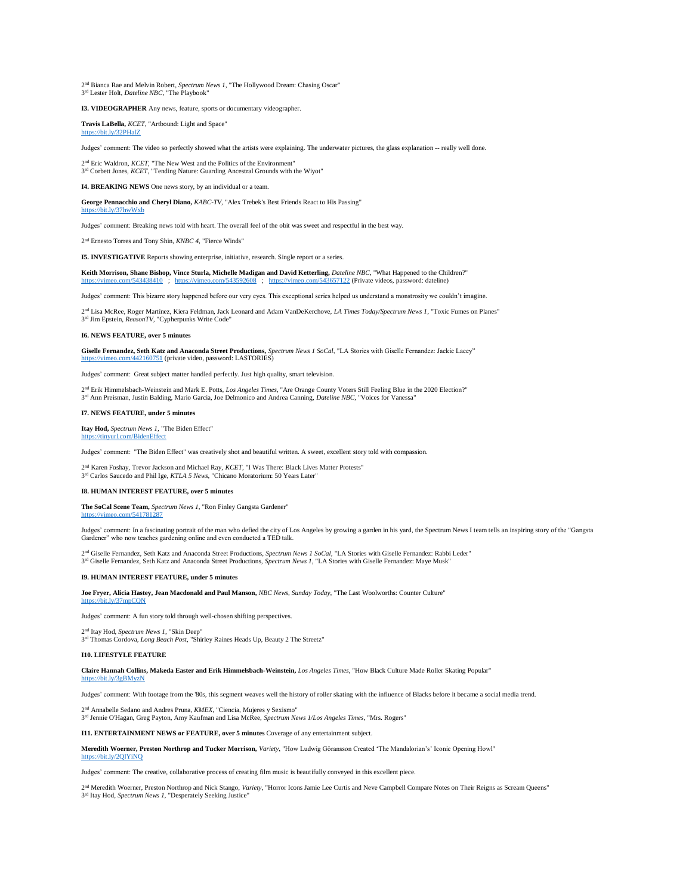2nd Bianca Rae and Melvin Robert, *Spectrum News 1*, "The Hollywood Dream: Chasing Oscar"
3rd Lester Holt, *Dateline NBC*, "The Playbook"

**I3. VIDEOGRAPHER** Any news, feature, sports or documentary videographer.

**Travis LaBella,** *KCET*, "Artbound: Light and Space"
https://bit.ly/32PHalZ

Judges' comment: The video so perfectly showed what the artists were explaining. The underwater pictures, the glass explanation -- really well done.

2nd Eric Waldron, *KCET*, "The New West and the Politics of the Environment"
3rd Corbett Jones, *KCET*, "Tending Nature: Guarding Ancestral Grounds with the Wiyot"

**I4. BREAKING NEWS** One news story, by an individual or a team.

**George Pennacchio and Cheryl Diano,** *KABC-TV*, "Alex Trebek's Best Friends React to His Passing"
https://bit.ly/37hwWxb

Judges' comment: Breaking news told with heart. The overall feel of the obit was sweet and respectful in the best way.

2nd Ernesto Torres and Tony Shin, *KNBC 4*, "Fierce Winds"

**I5. INVESTIGATIVE** Reports showing enterprise, initiative, research. Single report or a series.

**Keith Morrison, Shane Bishop, Vince Sturla, Michelle Madigan and David Ketterling,** *Dateline NBC*, "What Happened to the Children?"
https://vimeo.com/543438410 ; https://vimeo.com/543592608 ; https://vimeo.com/543657122 (Private videos, password: dateline)

Judges' comment: This bizarre story happened before our very eyes. This exceptional series helped us understand a monstrosity we couldn't imagine.

2nd Lisa McRee, Roger Martínez, Kiera Feldman, Jack Leonard and Adam VanDeKerchove, *LA Times Today/Spectrum News 1*, "Toxic Fumes on Planes"
3rd Jim Epstein, *ReasonTV*, "Cypherpunks Write Code"

**I6. NEWS FEATURE, over 5 minutes**

**Giselle Fernandez, Seth Katz and Anaconda Street Productions,** *Spectrum News 1 SoCal*, "LA Stories with Giselle Fernandez: Jackie Lacey"
https://vimeo.com/442160751 (private video, password: LASTORIES)

Judges' comment: Great subject matter handled perfectly. Just high quality, smart television.

2nd Erik Himmelsbach-Weinstein and Mark E. Potts, *Los Angeles Times*, "Are Orange County Voters Still Feeling Blue in the 2020 Election?"
3rd Ann Preisman, Justin Balding, Mario Garcia, Joe Delmonico and Andrea Canning, *Dateline NBC*, "Voices for Vanessa"

**I7. NEWS FEATURE, under 5 minutes**

**Itay Hod,** *Spectrum News 1*, "The Biden Effect"
https://tinyurl.com/BidenEffect

Judges' comment: "The Biden Effect" was creatively shot and beautiful written. A sweet, excellent story told with compassion.

2nd Karen Foshay, Trevor Jackson and Michael Ray, *KCET*, "I Was There: Black Lives Matter Protests"
3rd Carlos Saucedo and Phil Ige, *KTLA 5 News*, "Chicano Moratorium: 50 Years Later"

**I8. HUMAN INTEREST FEATURE, over 5 minutes**

**The SoCal Scene Team,** *Spectrum News 1*, "Ron Finley Gangsta Gardener"
https://vimeo.com/541781287

Judges' comment: In a fascinating portrait of the man who defied the city of Los Angeles by growing a garden in his yard, the Spectrum News I team tells an inspiring story of the "Gangsta Gardener" who now teaches gardening online and even conducted a TED talk.

2nd Giselle Fernandez, Seth Katz and Anaconda Street Productions, *Spectrum News 1 SoCal*, "LA Stories with Giselle Fernandez: Rabbi Leder"
3rd Giselle Fernandez, Seth Katz and Anaconda Street Productions, *Spectrum News 1*, "LA Stories with Giselle Fernandez: Maye Musk"

**I9. HUMAN INTEREST FEATURE, under 5 minutes**

**Joe Fryer, Alicia Hastey, Jean Macdonald and Paul Manson,** *NBC News, Sunday Today*, "The Last Woolworths: Counter Culture"
https://bit.ly/37mpCQN

Judges' comment: A fun story told through well-chosen shifting perspectives.

2nd Itay Hod, *Spectrum News 1*, "Skin Deep"
3rd Thomas Cordova, *Long Beach Post*, "Shirley Raines Heads Up, Beauty 2 The Streetz"

**I10. LIFESTYLE FEATURE**

**Claire Hannah Collins, Makeda Easter and Erik Himmelsbach-Weinstein,** *Los Angeles Times*, "How Black Culture Made Roller Skating Popular"
https://bit.ly/3gBMyzN

Judges' comment: With footage from the '80s, this segment weaves well the history of roller skating with the influence of Blacks before it became a social media trend.

2nd Annabelle Sedano and Andres Pruna, *KMEX*, "Ciencia, Mujeres y Sexismo"
3rd Jennie O'Hagan, Greg Payton, Amy Kaufman and Lisa McRee, *Spectrum News 1/Los Angeles Times*, "Mrs. Rogers"

**I11. ENTERTAINMENT NEWS or FEATURE, over 5 minutes** Coverage of any entertainment subject.

**Meredith Woerner, Preston Northrop and Tucker Morrison,** *Variety*, "How Ludwig Göransson Created 'The Mandalorian's' Iconic Opening Howl"
https://bit.ly/2QIYiNQ

Judges' comment: The creative, collaborative process of creating film music is beautifully conveyed in this excellent piece.

2nd Meredith Woerner, Preston Northrop and Nick Stango, *Variety*, "Horror Icons Jamie Lee Curtis and Neve Campbell Compare Notes on Their Reigns as Scream Queens"
3rd Itay Hod, *Spectrum News 1*, "Desperately Seeking Justice"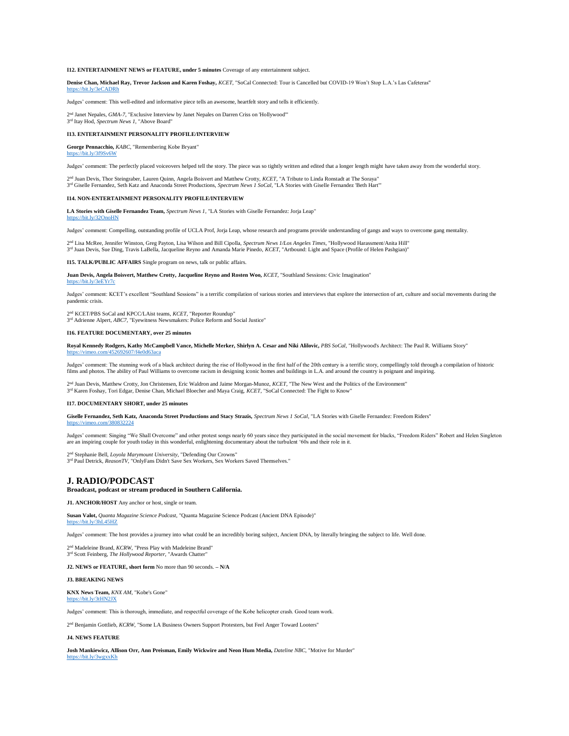**I12. ENTERTAINMENT NEWS or FEATURE, under 5 minutes** Coverage of any entertainment subject.

**Denise Chan, Michael Ray, Trevor Jackson and Karen Foshay,** *KCET*, "SoCal Connected: Tour is Cancelled but COVID-19 Won't Stop L.A.'s Las Cafeteras"
https://bit.ly/3eCADRh

Judges' comment: This well-edited and informative piece tells an awesome, heartfelt story and tells it efficiently.

2nd Janet Nepales, *GMA-7*, "Exclusive Interview by Janet Nepales on Darren Criss on 'Hollywood'"
3rd Itay Hod, *Spectrum News 1*, "Above Board"

**I13. ENTERTAINMENT PERSONALITY PROFILE/INTERVIEW**

**George Pennacchio,** *KABC*, "Remembering Kobe Bryant"
https://bit.ly/3f9Sv6W

Judges' comment: The perfectly placed voiceovers helped tell the story. The piece was so tightly written and edited that a longer length might have taken away from the wonderful story.

2nd Juan Devis, Thor Steingraber, Lauren Quinn, Angela Boisvert and Matthew Crotty, *KCET*, "A Tribute to Linda Ronstadt at The Soraya"
3rd Giselle Fernandez, Seth Katz and Anaconda Street Productions, *Spectrum News 1 SoCal*, "LA Stories with Giselle Fernandez 'Beth Hart'"

**I14. NON-ENTERTAINMENT PERSONALITY PROFILE/INTERVIEW**

**LA Stories with Giselle Fernandez Team,** *Spectrum News 1*, "LA Stories with Giselle Fernandez: Jorja Leap"
https://bit.ly/32OnoHN

Judges' comment: Compelling, outstanding profile of UCLA Prof, Jorja Leap, whose research and programs provide understanding of gangs and ways to overcome gang mentality.

2nd Lisa McRee, Jennifer Winston, Greg Payton, Lisa Wilson and Bill Cipolla, *Spectrum News 1/Los Angeles Times*, "Hollywood Harassment/Anita Hill"
3rd Juan Devis, Sue Ding, Travis LaBella, Jacqueline Reyno and Amanda Marie Pinedo, *KCET*, "Artbound: Light and Space (Profile of Helen Pashgian)"

**I15. TALK/PUBLIC AFFAIRS** Single program on news, talk or public affairs.

**Juan Devis, Angela Boisvert, Matthew Crotty, Jacqueline Reyno and Rosten Woo,** *KCET*, "Southland Sessions: Civic Imagination"
https://bit.ly/3eEYr7c

Judges' comment: KCET's excellent "Southland Sessions" is a terrific compilation of various stories and interviews that explore the intersection of art, culture and social movements during the pandemic crisis.

2nd KCET/PBS SoCal and KPCC/LAist teams, *KCET*, "Reporter Roundup"
3rd Adrienne Alpert, *ABC7*, "Eyewitness Newsmakers: Police Reform and Social Justice"

**I16. FEATURE DOCUMENTARY, over 25 minutes**

**Royal Kennedy Rodgers, Kathy McCampbell Vance, Michelle Merker, Shirlyn A. Cesar and Niki Alilovic,** *PBS SoCal*, "Hollywood's Architect: The Paul R. Williams Story"
https://vimeo.com/452692607/f4e0d63aca

Judges' comment: The stunning work of a black architect during the rise of Hollywood in the first half of the 20th century is a terrific story, compellingly told through a compilation of historic films and photos. The ability of Paul Williams to overcome racism in designing iconic homes and buildings in L.A. and around the country is poignant and inspiring.

2nd Juan Devis, Matthew Crotty, Jon Christensen, Eric Waldron and Jaime Morgan-Munoz, *KCET*, "The New West and the Politics of the Environment"
3rd Karen Foshay, Tori Edgar, Denise Chan, Michael Bloecher and Maya Craig, *KCET*, "SoCal Connected: The Fight to Know"

**I17. DOCUMENTARY SHORT, under 25 minutes**

**Giselle Fernandez, Seth Katz, Anaconda Street Productions and Stacy Strazis,** *Spectrum News 1 SoCal*, "LA Stories with Giselle Fernandez: Freedom Riders"
https://vimeo.com/380832224

Judges' comment: Singing "We Shall Overcome" and other protest songs nearly 60 years since they participated in the social movement for blacks, "Freedom Riders" Robert and Helen Singleton are an inspiring couple for youth today in this wonderful, enlightening documentary about the turbulent '60s and their role in it.

2nd Stephanie Bell, *Loyola Marymount University*, "Defending Our Crowns"
3rd Paul Detrick, *ReasonTV*, "OnlyFans Didn't Save Sex Workers, Sex Workers Saved Themselves."

## J. RADIO/PODCAST

**Broadcast, podcast or stream produced in Southern California.**

**J1. ANCHOR/HOST** Any anchor or host, single or team.

**Susan Valot,** *Quanta Magazine Science Podcast*, "Quanta Magazine Science Podcast (Ancient DNA Episode)"
https://bit.ly/3hL45HZ

Judges' comment: The host provides a journey into what could be an incredibly boring subject, Ancient DNA, by literally bringing the subject to life. Well done.

2nd Madeleine Brand, *KCRW*, "Press Play with Madeleine Brand"
3rd Scott Feinberg, *The Hollywood Reporter*, "Awards Chatter"

**J2. NEWS or FEATURE, short form** No more than 90 seconds. **– N/A**

**J3. BREAKING NEWS**

**KNX News Team,** *KNX AM*, "Kobe's Gone"
https://bit.ly/3tHN2JX

Judges' comment: This is thorough, immediate, and respectful coverage of the Kobe helicopter crash. Good team work.

2nd Benjamin Gottlieb, *KCRW*, "Some LA Business Owners Support Protesters, but Feel Anger Toward Looters"

**J4. NEWS FEATURE**

**Josh Mankiewicz, Allison Orr, Ann Preisman, Emily Wickwire and Neon Hum Media,** *Dateline NBC*, "Motive for Murder"
https://bit.ly/3wgxxKh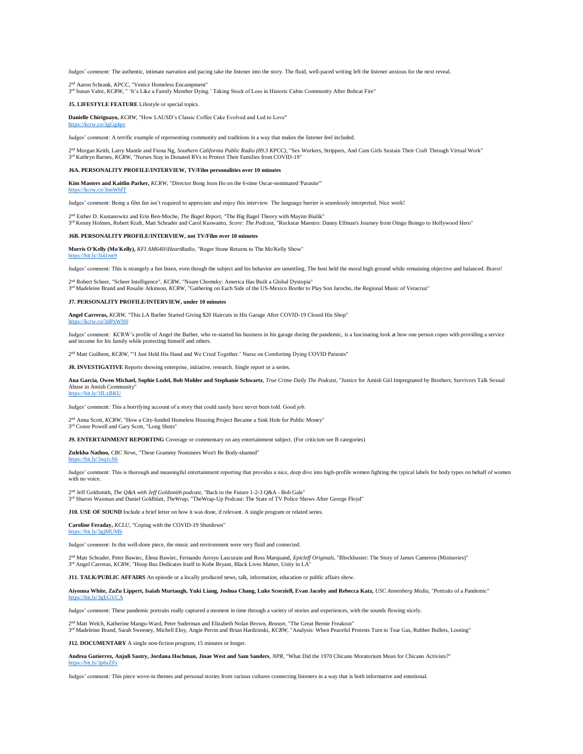Judges' comment: The authentic, intimate narration and pacing take the listener into the story. The fluid, well-paced writing left the listener anxious for the next reveal.

2nd Aaron Schrank, *KPCC*, "Venice Homeless Encampment"
3rd Susan Valot, *KCRW*, " 'It's Like a Family Member Dying.' Taking Stock of Loss in Historic Cabin Community After Bobcat Fire"

**J5. LIFESTYLE FEATURE** Lifestyle or special topics.

**Danielle Chiriguayo,** *KCRW*, "How LAUSD's Classic Coffee Cake Evolved and Led to Love"
https://kcrw.co/3gGg4pv

Judges' comment: A terrific example of representing community and traditions in a way that makes the listener feel included.

2nd Morgan Keith, Larry Mantle and Fiona Ng, *Southern California Public Radio (89.3 KPCC)*, "Sex Workers, Strippers, And Cam Girls Sustain Their Craft Through Virtual Work"
3rd Kathryn Barnes, *KCRW*, "Nurses Stay in Donated RVs to Protect Their Families from COVID-19"

**J6A. PERSONALITY PROFILE/INTERVIEW, TV/Film personalities over 10 minutes**

**Kim Masters and Kaitlin Parker,** *KCRW*, "Director Bong Joon Ho on the 6-time Oscar-nominated 'Parasite'"
https://kcrw.co/3nnWhfT

Judges' comment: Being a film fan isn't required to appreciate and enjoy this interview. The language barrier is seamlessly interpreted. Nice work!

2nd Esther D. Kustanowitz and Erin Ben-Moche, *The Bagel Report*, "The Big Bagel Theory with Mayim Bialik"
3rd Kenny Holmes, Robert Kraft, Matt Schrader and Carol Kuswanto, *Score: The Podcast*, "Rockstar Maestro: Danny Elfman's Journey from Oingo Boingo to Hollywood Hero"

**J6B. PERSONALITY PROFILE/INTERVIEW, not TV/Film over 10 minutes**

**Morris O'Kelly (Mo'Kelly),** *KFI AM640/iHeartRadio*, "Roger Stone Returns to The Mo'Kelly Show"
https://bit.ly/3i41mt9

Judges' comment: This is strangely a fun listen, even though the subject and his behavior are unsettling. The host held the moral high ground while remaining objective and balanced. Bravo!

2nd Robert Scheer, "Scheer Intelligence", *KCRW*, "Noam Chomsky: America Has Built a Global Dystopia"
3rd Madeleine Brand and Rosalie Atkinson, *KCRW*, "Gathering on Each Side of the US-Mexico Border to Play Son Jarocho, the Regional Music of Veracruz"

**J7. PERSONALITY PROFILE/INTERVIEW, under 10 minutes**

**Angel Carreras,** *KCRW*, "This LA Barber Started Giving $20 Haircuts in His Garage After COVID-19 Closed His Shop"
https://kcrw.co/3dPxWN0

Judges' comment: KCRW's profile of Angel the Barber, who re-started his business in his garage during the pandemic, is a fascinating look at how one person copes with providing a service and income for his family while protecting himself and others.

2nd Matt Guilhem, *KCRW*, "'I Just Held His Hand and We Cried Together.' Nurse on Comforting Dying COVID Patients"

**J8. INVESTIGATIVE** Reports showing enterprise, initiative, research. Single report or a series.

**Ana Garcia, Owen Michael, Sophie Ludel, Bob Mohler and Stephanie Schwartz**, *True Crime Daily The Podcast*, "Justice for Amish Girl Impregnated by Brothers; Survivors Talk Sexual Abuse in Amish Community"
https://bit.ly/3fLxBKU

Judges' comment: This a horrifying account of a story that could easily have never been told. Good job.

2nd Anna Scott, *KCRW*, "How a City-funded Homeless Housing Project Became a Sink Hole for Public Money"
3rd Conor Powell and Gary Scott, "Long Shots"

**J9. ENTERTAINMENT REPORTING** Coverage or commentary on any entertainment subject. (For criticism see B categories)

**Zulekha Nathoo,** *CBC News*, "These Grammy Nominees Won't Be Body-shamed"
https://bit.ly/3xq1cS6

Judges' comment: This is thorough and meaningful entertainment reporting that provides a nice, deep dive into high-profile women fighting the typical labels for body types on behalf of women with no voice.

2nd Jeff Goldsmith, *The Q&A with Jeff Goldsmith podcast*, "Back to the Future 1-2-3 Q&A - Bob Gale"
3rd Sharon Waxman and Daniel Goldblatt, *TheWrap*, "TheWrap-Up Podcast: The State of TV Police Shows After George Floyd"

**J10. USE OF SOUND** Include a brief letter on how it was done, if relevant. A single program or related series.

**Caroline Feraday,** *KCLU*, "Coping with the COVID-19 Shutdown"
https://bit.ly/3gjMUMh

Judges' comment: In this well-done piece, the music and environment were very fluid and connected.

2nd Matt Schrader, Peter Bawiec, Elena Bawiec, Fernando Arroyo Lascurain and Ross Marquand, *Epicleff Originals*, "Blockbuster: The Story of James Cameron (Miniseries)"
3rd Angel Carreras, *KCRW*, "Hoop Bus Dedicates Itself to Kobe Bryant, Black Lives Matter, Unity in LA"

**J11. TALK/PUBLIC AFFAIRS** An episode or a locally produced news, talk, information, education or public affairs show.

**Aiyonna White, ZaZu Lippert, Isaiah Murtaugh, Yuki Liang, Joshua Chang, Luke Scorziell, Evan Jacoby and Rebecca Katz,** *USC Annenberg Media*, "Portraits of a Pandemic"
https://bit.ly/3gEGVCA

Judges' comment: These pandemic portraits really captured a moment in time through a variety of stories and experiences, with the sounds flowing nicely.

2nd Matt Welch, Katherine Mangu-Ward, Peter Suderman and Elizabeth Nolan Brown, *Reason*, "The Great Bernie Freakout"
3rd Madeleine Brand, Sarah Sweeney, Michell Eloy, Angie Perrin and Brian Hardzinski, *KCRW*, "Analysis: When Peaceful Protests Turn to Tear Gas, Rubber Bullets, Looting"

**J12. DOCUMENTARY** A single non-fiction program, 15 minutes or longer.

**Andrea Gutierrez, Anjuli Sastry, Jordana Hochman, Jinae West and Sam Sanders**, *NPR*, "What Did the 1970 Chicano Moratorium Mean for Chicano Activists?"
https://bit.ly/3p6sZFs

Judges' comment: This piece wove-in themes and personal stories from various cultures connecting listeners in a way that is both informative and emotional.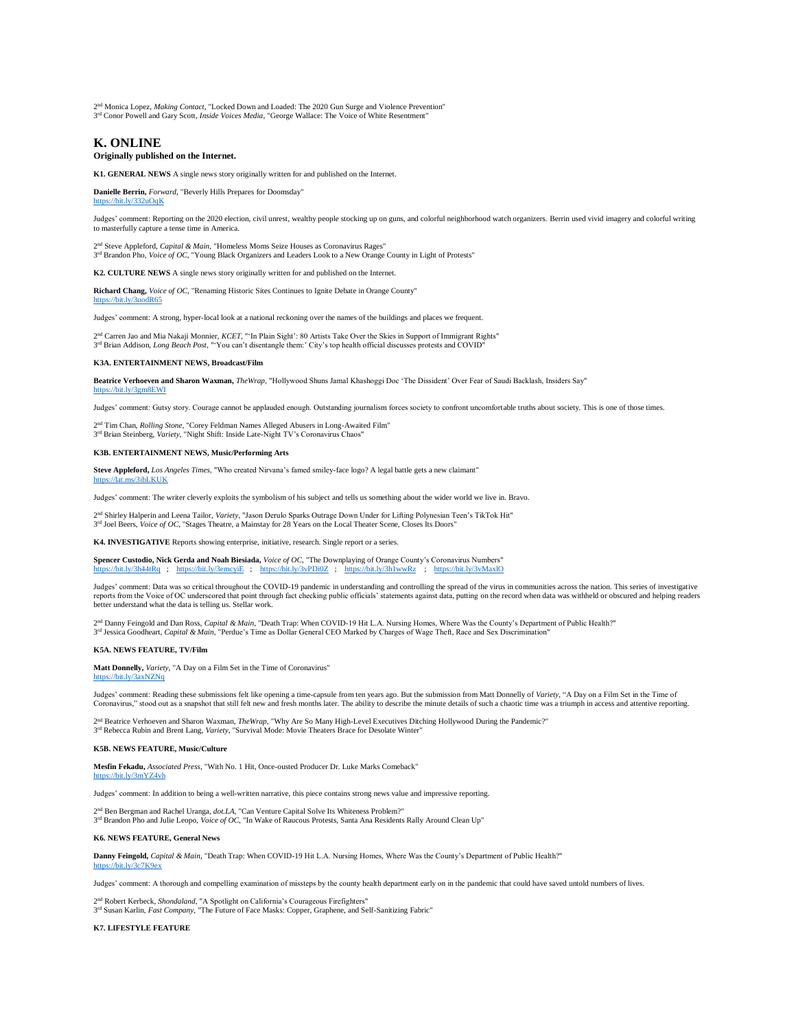2nd Monica Lopez, *Making Contact*, "Locked Down and Loaded: The 2020 Gun Surge and Violence Prevention"
3rd Conor Powell and Gary Scott, *Inside Voices Media*, "George Wallace: The Voice of White Resentment"

## K. ONLINE

**Originally published on the Internet.**

**K1. GENERAL NEWS** A single news story originally written for and published on the Internet.

**Danielle Berrin,** *Forward*, "Beverly Hills Prepares for Doomsday"
https://bit.ly/332uOqK

Judges' comment: Reporting on the 2020 election, civil unrest, wealthy people stocking up on guns, and colorful neighborhood watch organizers. Berrin used vivid imagery and colorful writing to masterfully capture a tense time in America.

2nd Steve Appleford, *Capital & Main*, "Homeless Moms Seize Houses as Coronavirus Rages"
3rd Brandon Pho, *Voice of OC*, "Young Black Organizers and Leaders Look to a New Orange County in Light of Protests"

**K2. CULTURE NEWS** A single news story originally written for and published on the Internet.

**Richard Chang,** *Voice of OC*, "Renaming Historic Sites Continues to Ignite Debate in Orange County"
https://bit.ly/3uodR65

Judges' comment: A strong, hyper-local look at a national reckoning over the names of the buildings and places we frequent.

2nd Carren Jao and Mia Nakaji Monnier, *KCET*, "'In Plain Sight': 80 Artists Take Over the Skies in Support of Immigrant Rights"
3rd Brian Addison, *Long Beach Post*, "'You can't disentangle them:' City's top health official discusses protests and COVID"

**K3A. ENTERTAINMENT NEWS, Broadcast/Film**

**Beatrice Verhoeven and Sharon Waxman,** *TheWrap*, "Hollywood Shuns Jamal Khashoggi Doc 'The Dissident' Over Fear of Saudi Backlash, Insiders Say"
https://bit.ly/3gm8EWI

Judges' comment: Gutsy story. Courage cannot be applauded enough. Outstanding journalism forces society to confront uncomfortable truths about society. This is one of those times.

2nd Tim Chan, *Rolling Stone*, "Corey Feldman Names Alleged Abusers in Long-Awaited Film"
3rd Brian Steinberg, *Variety*, "Night Shift: Inside Late-Night TV's Coronavirus Chaos"

**K3B. ENTERTAINMENT NEWS, Music/Performing Arts**

**Steve Appleford,** *Los Angeles Times*, "Who created Nirvana's famed smiley-face logo? A legal battle gets a new claimant"
https://lat.ms/3ibLKUK

Judges' comment: The writer cleverly exploits the symbolism of his subject and tells us something about the wider world we live in. Bravo.

2nd Shirley Halperin and Leena Tailor, *Variety*, "Jason Derulo Sparks Outrage Down Under for Lifting Polynesian Teen's TikTok Hit"
3rd Joel Beers, *Voice of OC*, "Stages Theatre, a Mainstay for 28 Years on the Local Theater Scene, Closes Its Doors"

**K4. INVESTIGATIVE** Reports showing enterprise, initiative, research. Single report or a series.

**Spencer Custodio, Nick Gerda and Noah Biesiada,** *Voice of OC*, "The Downplaying of Orange County's Coronavirus Numbers"
https://bit.ly/3h44tRq ; https://bit.ly/3emcyiE ; https://bit.ly/3vPDi0Z ; https://bit.ly/3h1wwRz ; https://bit.ly/3vMaxlO

Judges' comment: Data was so critical throughout the COVID-19 pandemic in understanding and controlling the spread of the virus in communities across the nation. This series of investigative reports from the Voice of OC underscored that point through fact checking public officials' statements against data, putting on the record when data was withheld or obscured and helping readers better understand what the data is telling us. Stellar work.

2nd Danny Feingold and Dan Ross, *Capital & Main*, "Death Trap: When COVID-19 Hit L.A. Nursing Homes, Where Was the County's Department of Public Health?"
3rd Jessica Goodheart, *Capital & Main*, "Perdue's Time as Dollar General CEO Marked by Charges of Wage Theft, Race and Sex Discrimination"

**K5A. NEWS FEATURE, TV/Film**

**Matt Donnelly,** *Variety*, "A Day on a Film Set in the Time of Coronavirus"
https://bit.ly/3axNZNq

Judges' comment: Reading these submissions felt like opening a time-capsule from ten years ago. But the submission from Matt Donnelly of *Variety*, "A Day on a Film Set in the Time of Coronavirus," stood out as a snapshot that still felt new and fresh months later. The ability to describe the minute details of such a chaotic time was a triumph in access and attentive reporting.

2nd Beatrice Verhoeven and Sharon Waxman, *TheWrap*, "Why Are So Many High-Level Executives Ditching Hollywood During the Pandemic?"
3rd Rebecca Rubin and Brent Lang, *Variety*, "Survival Mode: Movie Theaters Brace for Desolate Winter"

**K5B. NEWS FEATURE, Music/Culture**

**Mesfin Fekadu,** *Associated Press*, "With No. 1 Hit, Once-ousted Producer Dr. Luke Marks Comeback"
https://bit.ly/3mYZ4vh

Judges' comment: In addition to being a well-written narrative, this piece contains strong news value and impressive reporting.

2nd Ben Bergman and Rachel Uranga, *dot.LA*, "Can Venture Capital Solve Its Whiteness Problem?"
3rd Brandon Pho and Julie Leopo, *Voice of OC*, "In Wake of Raucous Protests, Santa Ana Residents Rally Around Clean Up"

**K6. NEWS FEATURE, General News**

**Danny Feingold,** *Capital & Main*, "Death Trap: When COVID-19 Hit L.A. Nursing Homes, Where Was the County's Department of Public Health?"
https://bit.ly/3c7K9ex

Judges' comment: A thorough and compelling examination of missteps by the county health department early on in the pandemic that could have saved untold numbers of lives.

2nd Robert Kerbeck, *Shondaland*, "A Spotlight on California's Courageous Firefighters"
3rd Susan Karlin, *Fast Company*, "The Future of Face Masks: Copper, Graphene, and Self-Sanitizing Fabric"

**K7. LIFESTYLE FEATURE**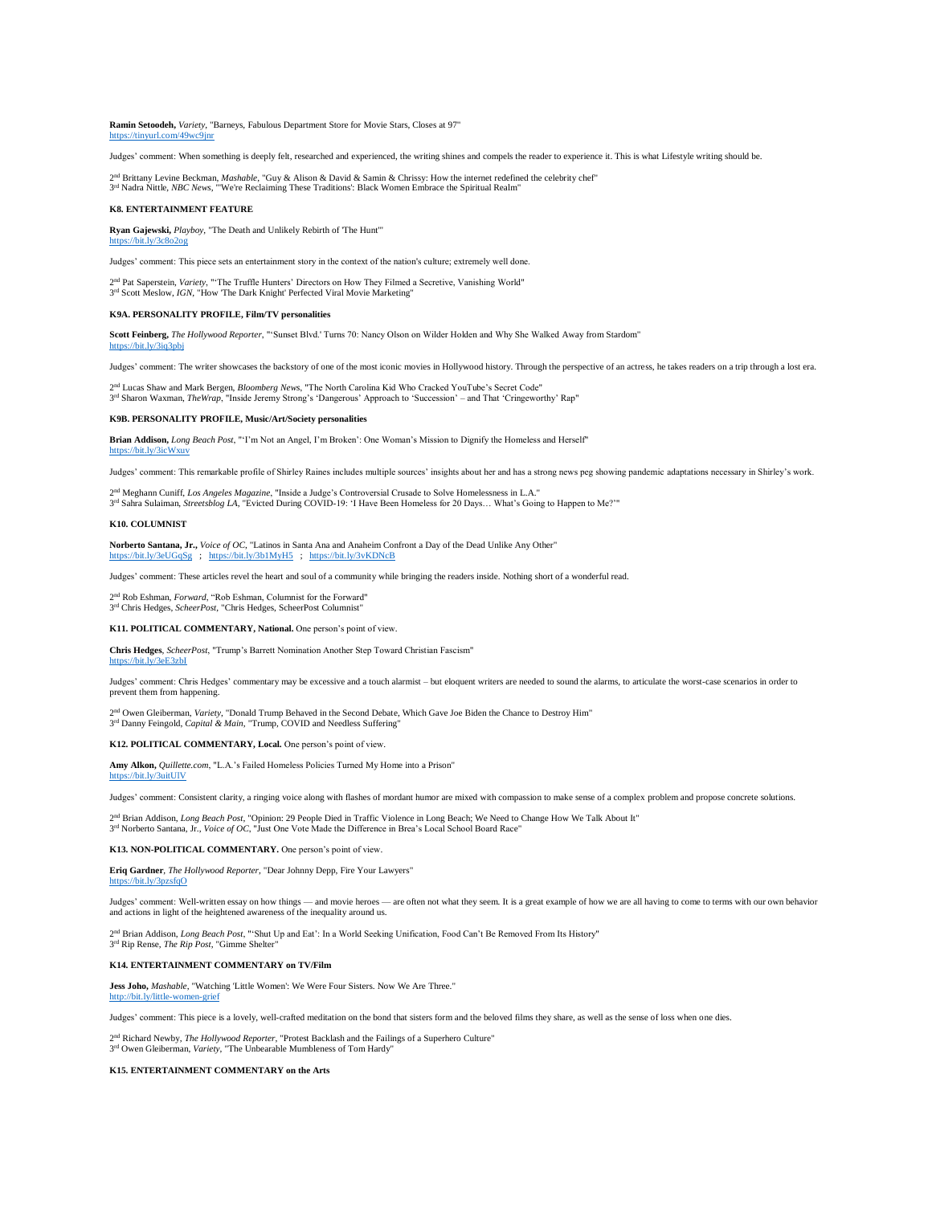**Ramin Setoodeh,** *Variety*, "Barneys, Fabulous Department Store for Movie Stars, Closes at 97"
https://tinyurl.com/49wc9jnr

Judges' comment: When something is deeply felt, researched and experienced, the writing shines and compels the reader to experience it. This is what Lifestyle writing should be.

2nd Brittany Levine Beckman, *Mashable*, "Guy & Alison & David & Samin & Chrissy: How the internet redefined the celebrity chef"
3rd Nadra Nittle, *NBC News*, "'We're Reclaiming These Traditions': Black Women Embrace the Spiritual Realm"

**K8. ENTERTAINMENT FEATURE**

**Ryan Gajewski,** *Playboy*, "The Death and Unlikely Rebirth of 'The Hunt'"
https://bit.ly/3c8o2og

Judges' comment: This piece sets an entertainment story in the context of the nation's culture; extremely well done.

2nd Pat Saperstein, *Variety*, "'The Truffle Hunters' Directors on How They Filmed a Secretive, Vanishing World"
3rd Scott Meslow, *IGN*, "How 'The Dark Knight' Perfected Viral Movie Marketing"

**K9A. PERSONALITY PROFILE, Film/TV personalities**

**Scott Feinberg,** *The Hollywood Reporter*, "'Sunset Blvd.' Turns 70: Nancy Olson on Wilder Holden and Why She Walked Away from Stardom"
https://bit.ly/3iq3pbj

Judges' comment: The writer showcases the backstory of one of the most iconic movies in Hollywood history. Through the perspective of an actress, he takes readers on a trip through a lost era.

2nd Lucas Shaw and Mark Bergen, *Bloomberg News*, "The North Carolina Kid Who Cracked YouTube's Secret Code"
3rd Sharon Waxman, *TheWrap*, "Inside Jeremy Strong's 'Dangerous' Approach to 'Succession' – and That 'Cringeworthy' Rap"

**K9B. PERSONALITY PROFILE, Music/Art/Society personalities**

**Brian Addison,** *Long Beach Post*, "'I'm Not an Angel, I'm Broken': One Woman's Mission to Dignify the Homeless and Herself"
https://bit.ly/3icWxuv

Judges' comment: This remarkable profile of Shirley Raines includes multiple sources' insights about her and has a strong news peg showing pandemic adaptations necessary in Shirley's work.

2nd Meghann Cuniff, *Los Angeles Magazine*, "Inside a Judge's Controversial Crusade to Solve Homelessness in L.A."
3rd Sahra Sulaiman, *Streetsblog LA*, "Evicted During COVID-19: 'I Have Been Homeless for 20 Days… What's Going to Happen to Me?'"

**K10. COLUMNIST**

**Norberto Santana, Jr.,** *Voice of OC*, "Latinos in Santa Ana and Anaheim Confront a Day of the Dead Unlike Any Other"
https://bit.ly/3eUGqSg ; https://bit.ly/3b1MyH5 ; https://bit.ly/3vKDNcB

Judges' comment: These articles revel the heart and soul of a community while bringing the readers inside. Nothing short of a wonderful read.

2nd Rob Eshman, *Forward*, "Rob Eshman, Columnist for the Forward"
3rd Chris Hedges, *ScheerPost*, "Chris Hedges, ScheerPost Columnist"

**K11. POLITICAL COMMENTARY, National.** One person's point of view.

**Chris Hedges**, *ScheerPost*, "Trump's Barrett Nomination Another Step Toward Christian Fascism"
https://bit.ly/3eE3zbI

Judges' comment: Chris Hedges' commentary may be excessive and a touch alarmist – but eloquent writers are needed to sound the alarms, to articulate the worst-case scenarios in order to prevent them from happening.

2nd Owen Gleiberman, *Variety*, "Donald Trump Behaved in the Second Debate, Which Gave Joe Biden the Chance to Destroy Him"
3rd Danny Feingold, *Capital & Main*, "Trump, COVID and Needless Suffering"

**K12. POLITICAL COMMENTARY, Local.** One person's point of view.

**Amy Alkon,** *Quillette.com*, "L.A.'s Failed Homeless Policies Turned My Home into a Prison"
https://bit.ly/3uitUlV

Judges' comment: Consistent clarity, a ringing voice along with flashes of mordant humor are mixed with compassion to make sense of a complex problem and propose concrete solutions.

2nd Brian Addison, *Long Beach Post*, "Opinion: 29 People Died in Traffic Violence in Long Beach; We Need to Change How We Talk About It"
3rd Norberto Santana, Jr., *Voice of OC*, "Just One Vote Made the Difference in Brea's Local School Board Race"

**K13. NON-POLITICAL COMMENTARY.** One person's point of view.

**Eriq Gardner**, *The Hollywood Reporter*, "Dear Johnny Depp, Fire Your Lawyers"
https://bit.ly/3pzsfqO

Judges' comment: Well-written essay on how things — and movie heroes — are often not what they seem. It is a great example of how we are all having to come to terms with our own behavior and actions in light of the heightened awareness of the inequality around us.

2nd Brian Addison, *Long Beach Post*, "'Shut Up and Eat': In a World Seeking Unification, Food Can't Be Removed From Its History"
3rd Rip Rense, *The Rip Post*, "Gimme Shelter"

**K14. ENTERTAINMENT COMMENTARY on TV/Film**

**Jess Joho,** *Mashable*, "Watching 'Little Women': We Were Four Sisters. Now We Are Three."
http://bit.ly/little-women-grief

Judges' comment: This piece is a lovely, well-crafted meditation on the bond that sisters form and the beloved films they share, as well as the sense of loss when one dies.

2nd Richard Newby, *The Hollywood Reporter*, "Protest Backlash and the Failings of a Superhero Culture"
3rd Owen Gleiberman, *Variety*, "The Unbearable Mumbleness of Tom Hardy"

**K15. ENTERTAINMENT COMMENTARY on the Arts**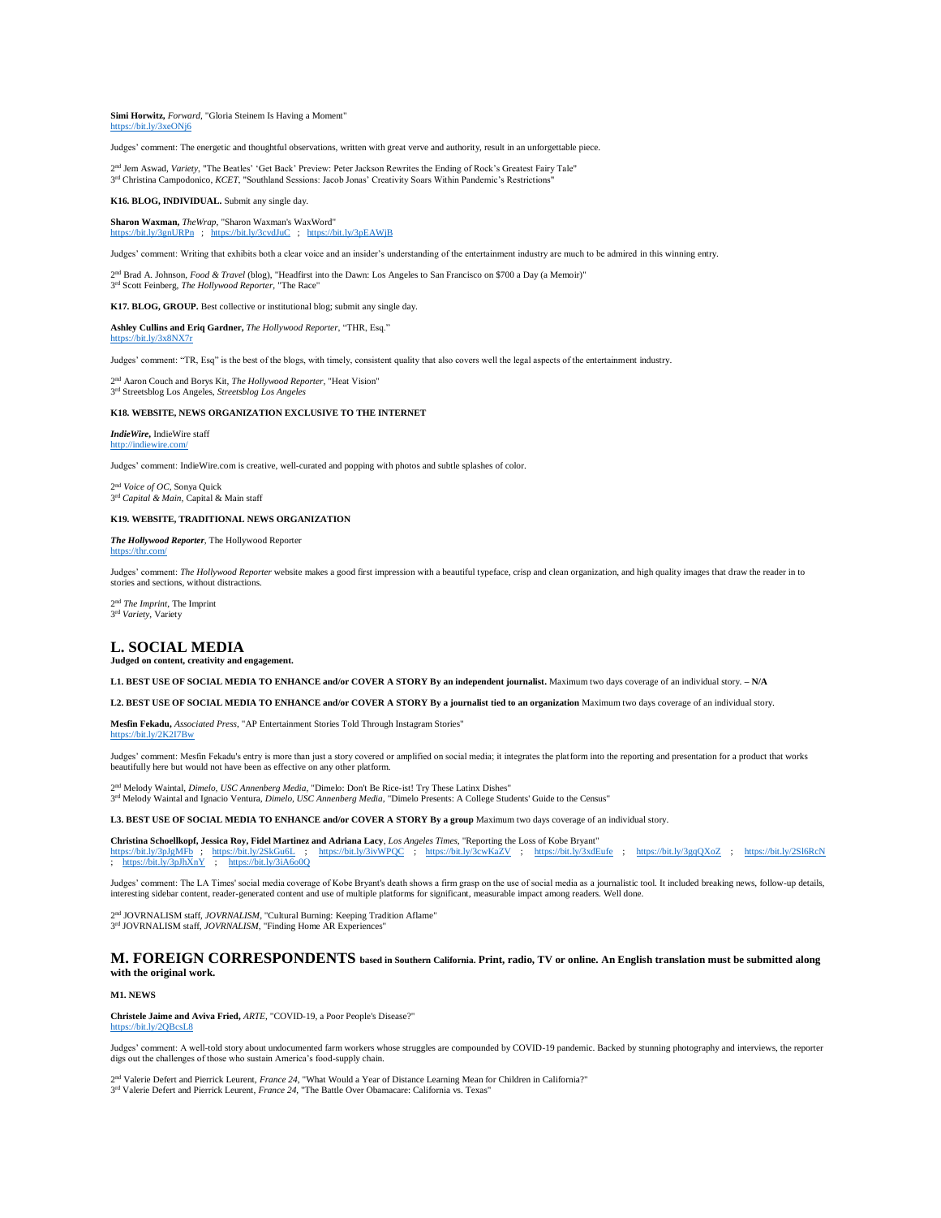**Simi Horwitz,** *Forward*, "Gloria Steinem Is Having a Moment"
https://bit.ly/3xeONj6

Judges' comment: The energetic and thoughtful observations, written with great verve and authority, result in an unforgettable piece.

2nd Jem Aswad, *Variety*, "The Beatles' 'Get Back' Preview: Peter Jackson Rewrites the Ending of Rock's Greatest Fairy Tale"
3rd Christina Campodonico, *KCET*, "Southland Sessions: Jacob Jonas' Creativity Soars Within Pandemic's Restrictions"

**K16. BLOG, INDIVIDUAL.** Submit any single day.

**Sharon Waxman,** *TheWrap*, "Sharon Waxman's WaxWord"
https://bit.ly/3gnURPn ; https://bit.ly/3cvdJuC ; https://bit.ly/3pEAWjB

Judges' comment: Writing that exhibits both a clear voice and an insider's understanding of the entertainment industry are much to be admired in this winning entry.

2nd Brad A. Johnson, *Food & Travel* (blog), "Headfirst into the Dawn: Los Angeles to San Francisco on $700 a Day (a Memoir)"
3rd Scott Feinberg, *The Hollywood Reporter*, "The Race"

**K17. BLOG, GROUP.** Best collective or institutional blog; submit any single day.

**Ashley Cullins and Eriq Gardner,** *The Hollywood Reporter*, "THR, Esq."
https://bit.ly/3x8NX7r

Judges' comment: "TR, Esq" is the best of the blogs, with timely, consistent quality that also covers well the legal aspects of the entertainment industry.

2nd Aaron Couch and Borys Kit, *The Hollywood Reporter*, "Heat Vision"
3rd Streetsblog Los Angeles, *Streetsblog Los Angeles*

**K18. WEBSITE, NEWS ORGANIZATION EXCLUSIVE TO THE INTERNET**

***IndieWire***, IndieWire staff
http://indiewire.com/

Judges' comment: IndieWire.com is creative, well-curated and popping with photos and subtle splashes of color.

2nd *Voice of OC*, Sonya Quick
3rd *Capital & Main*, Capital & Main staff

**K19. WEBSITE, TRADITIONAL NEWS ORGANIZATION**

***The Hollywood Reporter***, The Hollywood Reporter
https://thr.com/

Judges' comment: *The Hollywood Reporter* website makes a good first impression with a beautiful typeface, crisp and clean organization, and high quality images that draw the reader in to stories and sections, without distractions.

2nd *The Imprint*, The Imprint
3rd *Variety*, Variety

## L. SOCIAL MEDIA

**Judged on content, creativity and engagement.**

**L1. BEST USE OF SOCIAL MEDIA TO ENHANCE and/or COVER A STORY By an independent journalist.** Maximum two days coverage of an individual story. **– N/A**

**L2. BEST USE OF SOCIAL MEDIA TO ENHANCE and/or COVER A STORY By a journalist tied to an organization** Maximum two days coverage of an individual story.

**Mesfin Fekadu,** *Associated Press*, "AP Entertainment Stories Told Through Instagram Stories"
https://bit.ly/2K2I7Bw

Judges' comment: Mesfin Fekadu's entry is more than just a story covered or amplified on social media; it integrates the platform into the reporting and presentation for a product that works beautifully here but would not have been as effective on any other platform.

2nd Melody Waintal, *Dimelo, USC Annenberg Media*, "Dimelo: Don't Be Rice-ist! Try These Latinx Dishes"
3rd Melody Waintal and Ignacio Ventura, *Dimelo, USC Annenberg Media*, "Dimelo Presents: A College Students' Guide to the Census"

**L3. BEST USE OF SOCIAL MEDIA TO ENHANCE and/or COVER A STORY By a group** Maximum two days coverage of an individual story.

**Christina Schoellkopf, Jessica Roy, Fidel Martinez and Adriana Lacy**, *Los Angeles Times*, "Reporting the Loss of Kobe Bryant"
https://bit.ly/3pJgMFb ; https://bit.ly/2SkGu6L ; https://bit.ly/3ivWPQC ; https://bit.ly/3cwKaZV ; https://bit.ly/3xdEufe ; https://bit.ly/3gqQXoZ ; https://bit.ly/2Sl6RcN ; https://bit.ly/3pJhXnY ; https://bit.ly/3iA6o0Q

Judges' comment: The LA Times' social media coverage of Kobe Bryant's death shows a firm grasp on the use of social media as a journalistic tool. It included breaking news, follow-up details, interesting sidebar content, reader-generated content and use of multiple platforms for significant, measurable impact among readers. Well done.

2nd JOVRNALISM staff, *JOVRNALISM*, "Cultural Burning: Keeping Tradition Aflame"
3rd JOVRNALISM staff, *JOVRNALISM*, "Finding Home AR Experiences"

## M. FOREIGN CORRESPONDENTS based in Southern California. Print, radio, TV or online. An English translation must be submitted along with the original work.

**M1. NEWS**

**Christele Jaime and Aviva Fried,** *ARTE*, "COVID-19, a Poor People's Disease?"
https://bit.ly/2QBcsL8

Judges' comment: A well-told story about undocumented farm workers whose struggles are compounded by COVID-19 pandemic. Backed by stunning photography and interviews, the reporter digs out the challenges of those who sustain America's food-supply chain.

2nd Valerie Defert and Pierrick Leurent, *France 24*, "What Would a Year of Distance Learning Mean for Children in California?"
3rd Valerie Defert and Pierrick Leurent, *France 24*, "The Battle Over Obamacare: California vs. Texas"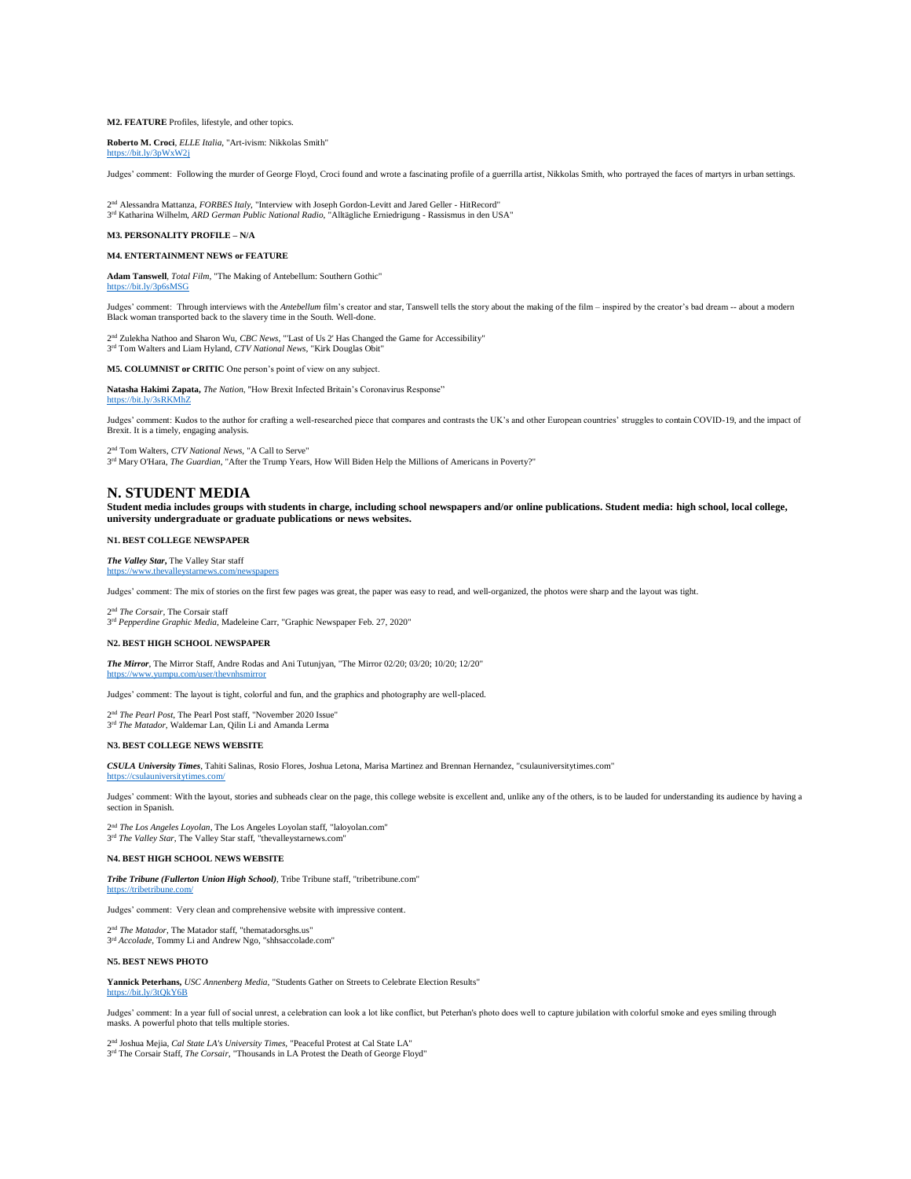**M2. FEATURE** Profiles, lifestyle, and other topics.

**Roberto M. Croci**, *ELLE Italia*, "Art-ivism: Nikkolas Smith"
https://bit.ly/3pWxW2j

Judges' comment: Following the murder of George Floyd, Croci found and wrote a fascinating profile of a guerrilla artist, Nikkolas Smith, who portrayed the faces of martyrs in urban settings.

2nd Alessandra Mattanza, *FORBES Italy*, "Interview with Joseph Gordon-Levitt and Jared Geller - HitRecord"
3rd Katharina Wilhelm, *ARD German Public National Radio*, "Alltägliche Erniedrigung - Rassismus in den USA"

**M3. PERSONALITY PROFILE – N/A**

**M4. ENTERTAINMENT NEWS or FEATURE**

**Adam Tanswell**, *Total Film*, "The Making of Antebellum: Southern Gothic"
https://bit.ly/3p6sMSG

Judges' comment: Through interviews with the *Antebellum* film's creator and star, Tanswell tells the story about the making of the film – inspired by the creator's bad dream -- about a modern Black woman transported back to the slavery time in the South. Well-done.

2nd Zulekha Nathoo and Sharon Wu, *CBC News*, "'Last of Us 2' Has Changed the Game for Accessibility"
3rd Tom Walters and Liam Hyland, *CTV National News*, "Kirk Douglas Obit"

**M5. COLUMNIST or CRITIC** One person's point of view on any subject.

**Natasha Hakimi Zapata,** *The Nation*, "How Brexit Infected Britain's Coronavirus Response"
https://bit.ly/3sRKMhZ

Judges' comment: Kudos to the author for crafting a well-researched piece that compares and contrasts the UK's and other European countries' struggles to contain COVID-19, and the impact of Brexit. It is a timely, engaging analysis.

2nd Tom Walters, *CTV National News*, "A Call to Serve"
3rd Mary O'Hara, *The Guardian*, "After the Trump Years, How Will Biden Help the Millions of Americans in Poverty?"

# N. STUDENT MEDIA

**Student media includes groups with students in charge, including school newspapers and/or online publications. Student media: high school, local college, university undergraduate or graduate publications or news websites.**

**N1. BEST COLLEGE NEWSPAPER**

***The Valley Star***, The Valley Star staff
https://www.thevalleystarnews.com/newspapers

Judges' comment: The mix of stories on the first few pages was great, the paper was easy to read, and well-organized, the photos were sharp and the layout was tight.

2nd *The Corsair*, The Corsair staff
3rd *Pepperdine Graphic Media*, Madeleine Carr, "Graphic Newspaper Feb. 27, 2020"

**N2. BEST HIGH SCHOOL NEWSPAPER**

***The Mirror***, The Mirror Staff, Andre Rodas and Ani Tutunjyan, "The Mirror 02/20; 03/20; 10/20; 12/20"
https://www.yumpu.com/user/thevnhsmirror

Judges' comment: The layout is tight, colorful and fun, and the graphics and photography are well-placed.

2nd *The Pearl Post*, The Pearl Post staff, "November 2020 Issue"
3rd *The Matador*, Waldemar Lan, Qilin Li and Amanda Lerma

**N3. BEST COLLEGE NEWS WEBSITE**

***CSULA University Times***, Tahiti Salinas, Rosio Flores, Joshua Letona, Marisa Martinez and Brennan Hernandez, "csulauniversitytimes.com"
https://csulauniversitytimes.com/

Judges' comment: With the layout, stories and subheads clear on the page, this college website is excellent and, unlike any of the others, is to be lauded for understanding its audience by having a section in Spanish.

2nd *The Los Angeles Loyolan*, The Los Angeles Loyolan staff, "laloyolan.com"
3rd *The Valley Star*, The Valley Star staff, "thevalleystarnews.com"

**N4. BEST HIGH SCHOOL NEWS WEBSITE**

***Tribe Tribune (Fullerton Union High School)***, Tribe Tribune staff, "tribetribune.com"
https://tribetribune.com/

Judges' comment: Very clean and comprehensive website with impressive content.

2nd *The Matador*, The Matador staff, "thematadorsghs.us"
3rd *Accolade*, Tommy Li and Andrew Ngo, "shhsaccolade.com"

**N5. BEST NEWS PHOTO**

**Yannick Peterhans,** *USC Annenberg Media*, "Students Gather on Streets to Celebrate Election Results"
https://bit.ly/3tQkY6B

Judges' comment: In a year full of social unrest, a celebration can look a lot like conflict, but Peterhan's photo does well to capture jubilation with colorful smoke and eyes smiling through masks. A powerful photo that tells multiple stories.

2nd Joshua Mejia, *Cal State LA's University Times*, "Peaceful Protest at Cal State LA"
3rd The Corsair Staff, *The Corsair*, "Thousands in LA Protest the Death of George Floyd"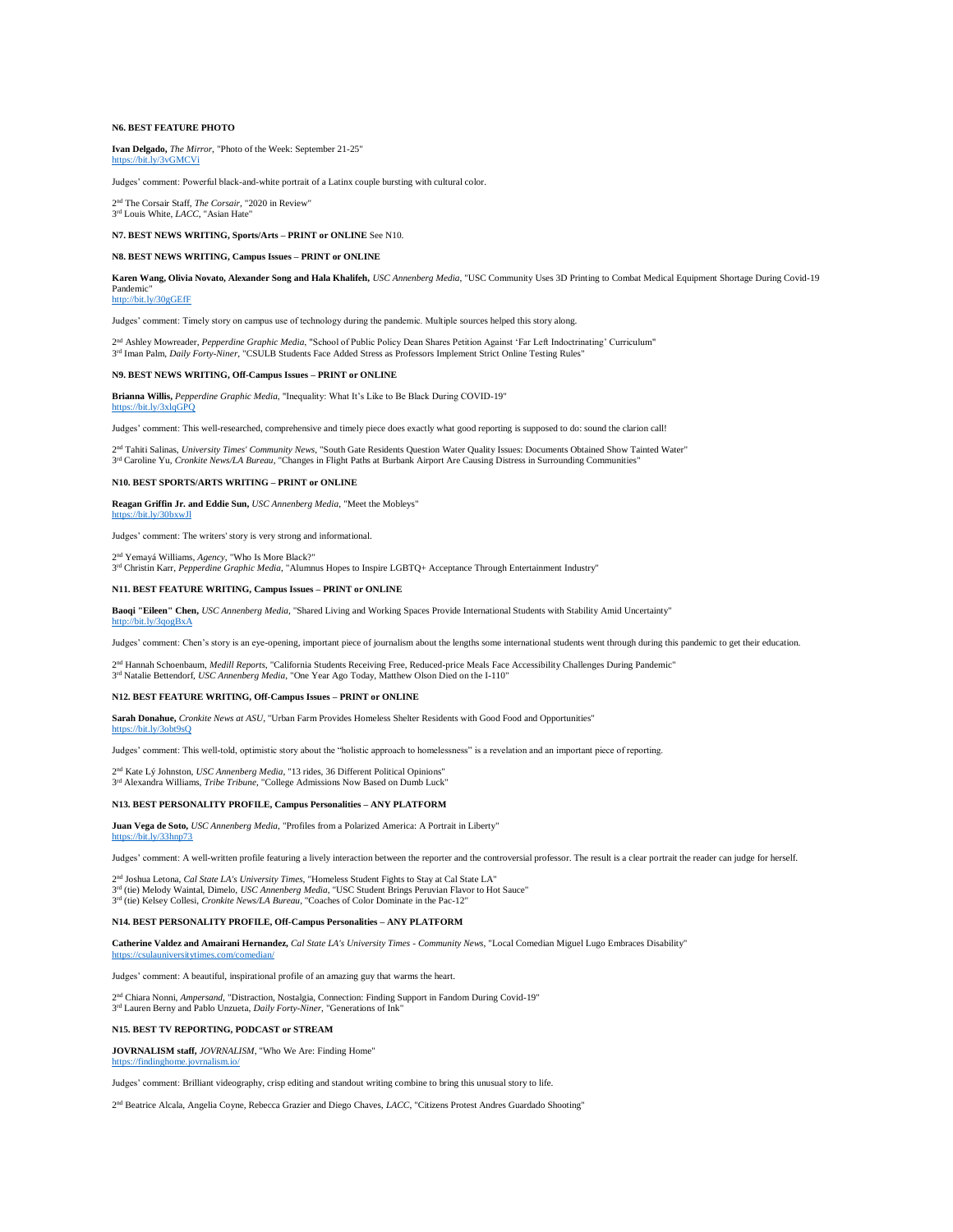**N6. BEST FEATURE PHOTO**

**Ivan Delgado,** *The Mirror*, "Photo of the Week: September 21-25"
https://bit.ly/3vGMCVi

Judges' comment: Powerful black-and-white portrait of a Latinx couple bursting with cultural color.

2nd The Corsair Staff, *The Corsair*, "2020 in Review"
3rd Louis White, *LACC*, "Asian Hate"

**N7. BEST NEWS WRITING, Sports/Arts – PRINT or ONLINE** See N10.

**N8. BEST NEWS WRITING, Campus Issues – PRINT or ONLINE**

**Karen Wang, Olivia Novato, Alexander Song and Hala Khalifeh,** *USC Annenberg Media*, "USC Community Uses 3D Printing to Combat Medical Equipment Shortage During Covid-19 Pandemic"
http://bit.ly/30gGEfF

Judges' comment: Timely story on campus use of technology during the pandemic. Multiple sources helped this story along.

2nd Ashley Mowreader, *Pepperdine Graphic Media*, "School of Public Policy Dean Shares Petition Against 'Far Left Indoctrinating' Curriculum"
3rd Iman Palm, *Daily Forty-Niner*, "CSULB Students Face Added Stress as Professors Implement Strict Online Testing Rules"

**N9. BEST NEWS WRITING, Off-Campus Issues – PRINT or ONLINE**

**Brianna Willis,** *Pepperdine Graphic Media*, "Inequality: What It's Like to Be Black During COVID-19"
https://bit.ly/3xlqGPQ

Judges' comment: This well-researched, comprehensive and timely piece does exactly what good reporting is supposed to do: sound the clarion call!

2nd Tahiti Salinas, *University Times' Community News*, "South Gate Residents Question Water Quality Issues: Documents Obtained Show Tainted Water"
3rd Caroline Yu, *Cronkite News/LA Bureau*, "Changes in Flight Paths at Burbank Airport Are Causing Distress in Surrounding Communities"

**N10. BEST SPORTS/ARTS WRITING – PRINT or ONLINE**

**Reagan Griffin Jr. and Eddie Sun,** *USC Annenberg Media*, "Meet the Mobleys"
https://bit.ly/30bxwJl

Judges' comment: The writers' story is very strong and informational.

2nd Yemayá Williams, *Agency*, "Who Is More Black?"
3rd Christin Karr, *Pepperdine Graphic Media*, "Alumnus Hopes to Inspire LGBTQ+ Acceptance Through Entertainment Industry"

**N11. BEST FEATURE WRITING, Campus Issues – PRINT or ONLINE**

**Baoqi "Eileen" Chen,** *USC Annenberg Media*, "Shared Living and Working Spaces Provide International Students with Stability Amid Uncertainty"
http://bit.ly/3qogBxA

Judges' comment: Chen's story is an eye-opening, important piece of journalism about the lengths some international students went through during this pandemic to get their education.

2nd Hannah Schoenbaum, *Medill Reports*, "California Students Receiving Free, Reduced-price Meals Face Accessibility Challenges During Pandemic"
3rd Natalie Bettendorf, *USC Annenberg Media*, "One Year Ago Today, Matthew Olson Died on the I-110"

**N12. BEST FEATURE WRITING, Off-Campus Issues – PRINT or ONLINE**

**Sarah Donahue,** *Cronkite News at ASU*, "Urban Farm Provides Homeless Shelter Residents with Good Food and Opportunities"
https://bit.ly/3obt9sQ

Judges' comment: This well-told, optimistic story about the "holistic approach to homelessness" is a revelation and an important piece of reporting.

2nd Kate Lý Johnston, *USC Annenberg Media*, "13 rides, 36 Different Political Opinions"
3rd Alexandra Williams, *Tribe Tribune*, "College Admissions Now Based on Dumb Luck"

**N13. BEST PERSONALITY PROFILE, Campus Personalities – ANY PLATFORM**

**Juan Vega de Soto,** *USC Annenberg Media*, "Profiles from a Polarized America: A Portrait in Liberty"
https://bit.ly/33hnp73

Judges' comment: A well-written profile featuring a lively interaction between the reporter and the controversial professor. The result is a clear portrait the reader can judge for herself.

2nd Joshua Letona, *Cal State LA's University Times*, "Homeless Student Fights to Stay at Cal State LA"
3rd (tie) Melody Waintal, Dimelo, *USC Annenberg Media*, "USC Student Brings Peruvian Flavor to Hot Sauce"
3rd (tie) Kelsey Collesi, *Cronkite News/LA Bureau*, "Coaches of Color Dominate in the Pac-12"

**N14. BEST PERSONALITY PROFILE, Off-Campus Personalities – ANY PLATFORM**

**Catherine Valdez and Amairani Hernandez,** *Cal State LA's University Times - Community News*, "Local Comedian Miguel Lugo Embraces Disability"
https://csulauniversitytimes.com/comedian/

Judges' comment: A beautiful, inspirational profile of an amazing guy that warms the heart.

2nd Chiara Nonni, *Ampersand*, "Distraction, Nostalgia, Connection: Finding Support in Fandom During Covid-19"
3rd Lauren Berny and Pablo Unzueta, *Daily Forty-Niner*, "Generations of Ink"

**N15. BEST TV REPORTING, PODCAST or STREAM**

**JOVRNALISM staff,** *JOVRNALISM*, "Who We Are: Finding Home"
https://findinghome.jovrnalism.io/

Judges' comment: Brilliant videography, crisp editing and standout writing combine to bring this unusual story to life.

2nd Beatrice Alcala, Angelia Coyne, Rebecca Grazier and Diego Chaves, *LACC*, "Citizens Protest Andres Guardado Shooting"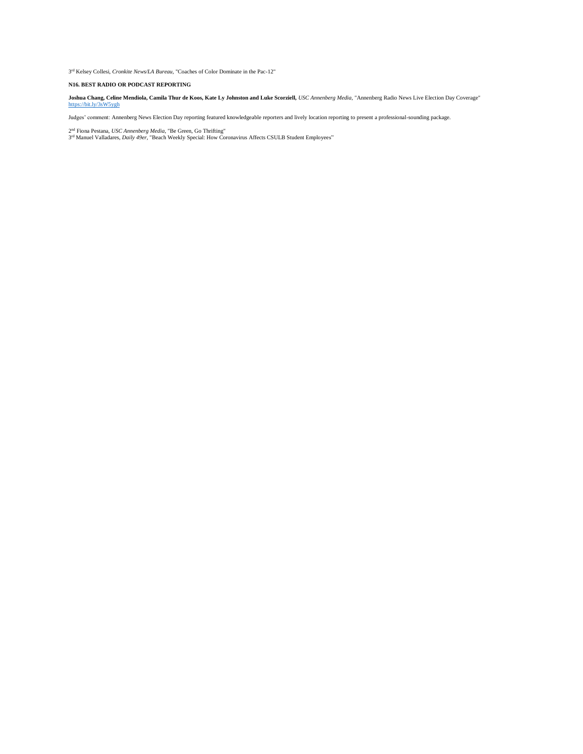3rd Kelsey Collesi, *Cronkite News/LA Bureau*, "Coaches of Color Dominate in the Pac-12"

**N16. BEST RADIO OR PODCAST REPORTING**

**Joshua Chang, Celine Mendiola, Camila Thur de Koos, Kate Ly Johnston and Luke Scorziell,** *USC Annenberg Media*, "Annenberg Radio News Live Election Day Coverage"
https://bit.ly/3sW5ygh

Judges' comment: Annenberg News Election Day reporting featured knowledgeable reporters and lively location reporting to present a professional-sounding package.

2nd Fiona Pestana, *USC Annenberg Media*, "Be Green, Go Thrifting"
3rd Manuel Valladares, *Daily 49er*, "Beach Weekly Special: How Coronavirus Affects CSULB Student Employees"